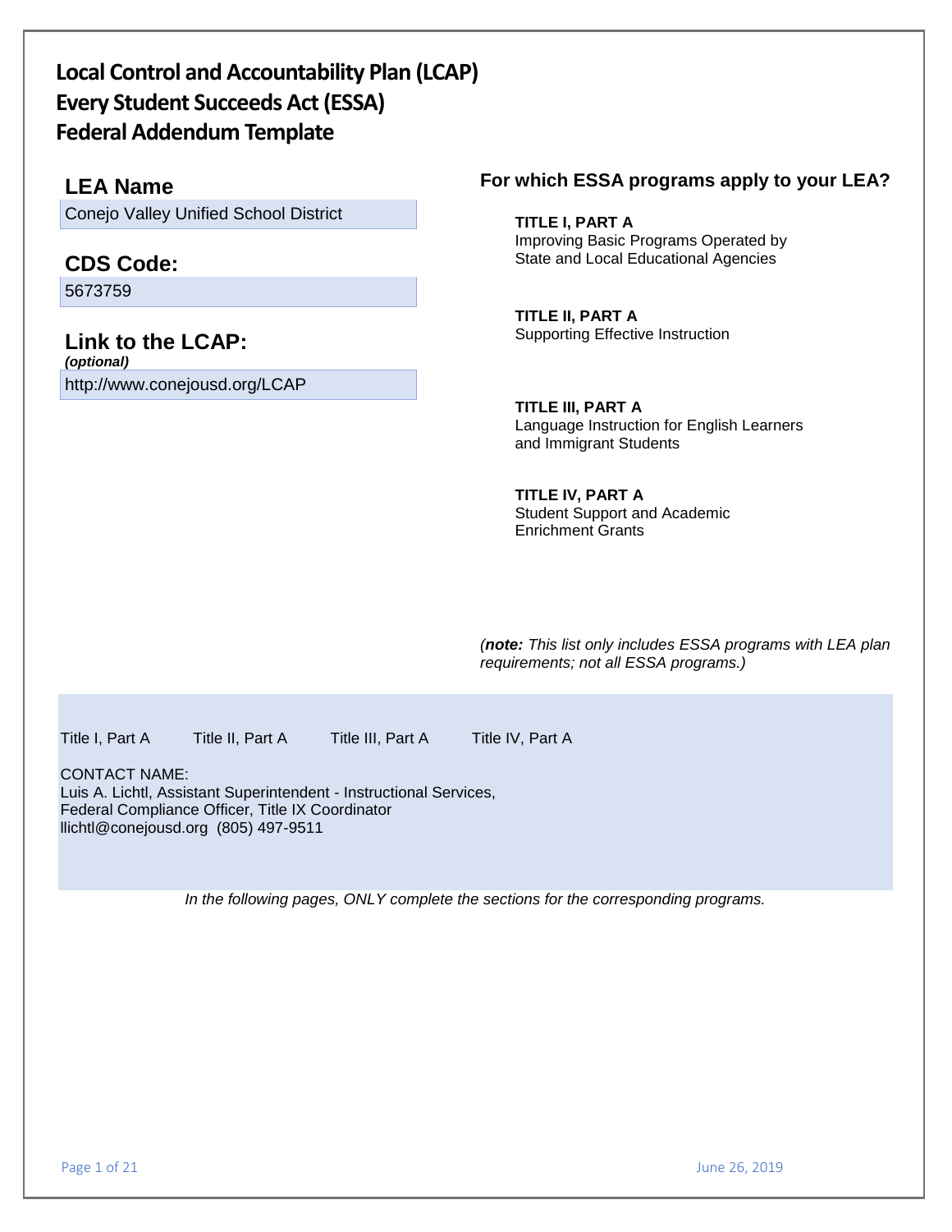# Local Control and Accountability Plan (LCAP)
# Every Student Succeeds Act (ESSA)
# Federal Addendum Template

## LEA Name

Conejo Valley Unified School District

## CDS Code:

5673759

## Link to the LCAP:

***(optional)***

http://www.conejousd.org/LCAP

## For which ESSA programs apply to your LEA?

**TITLE I, PART A**
Improving Basic Programs Operated by State and Local Educational Agencies

**TITLE II, PART A**
Supporting Effective Instruction

**TITLE III, PART A**
Language Instruction for English Learners and Immigrant Students

**TITLE IV, PART A**
Student Support and Academic Enrichment Grants

*(**note:** This list only includes ESSA programs with LEA plan requirements; not all ESSA programs.)*

Title I, Part A    Title II, Part A    Title III, Part A    Title IV, Part A

CONTACT NAME:
Luis A. Lichtl, Assistant Superintendent - Instructional Services,
Federal Compliance Officer, Title IX Coordinator
llichtl@conejousd.org (805) 497-9511

*In the following pages, ONLY complete the sections for the corresponding programs.*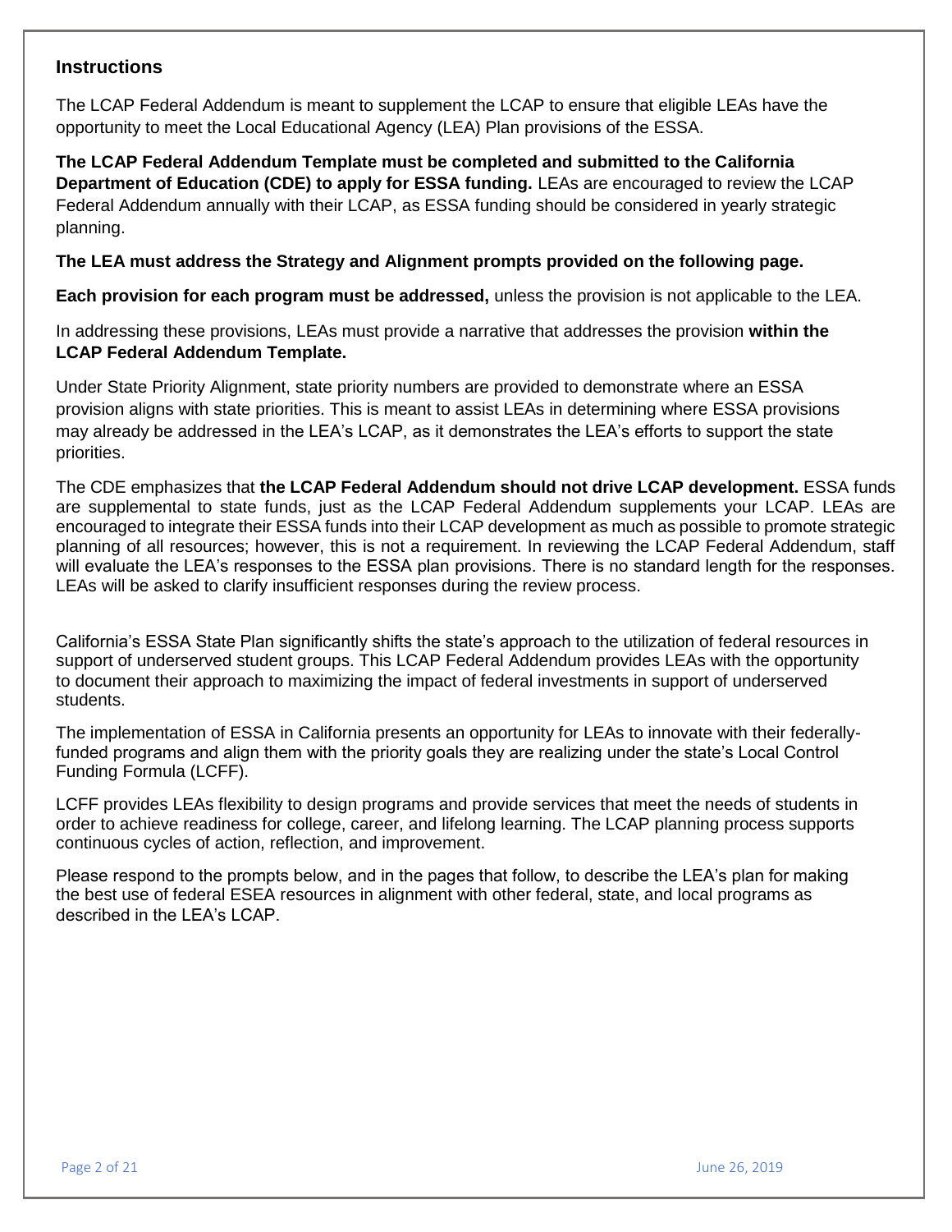## Instructions

The LCAP Federal Addendum is meant to supplement the LCAP to ensure that eligible LEAs have the opportunity to meet the Local Educational Agency (LEA) Plan provisions of the ESSA.

**The LCAP Federal Addendum Template must be completed and submitted to the California Department of Education (CDE) to apply for ESSA funding.** LEAs are encouraged to review the LCAP Federal Addendum annually with their LCAP, as ESSA funding should be considered in yearly strategic planning.

**The LEA must address the Strategy and Alignment prompts provided on the following page.**

**Each provision for each program must be addressed,** unless the provision is not applicable to the LEA.

In addressing these provisions, LEAs must provide a narrative that addresses the provision **within the LCAP Federal Addendum Template.**

Under State Priority Alignment, state priority numbers are provided to demonstrate where an ESSA provision aligns with state priorities. This is meant to assist LEAs in determining where ESSA provisions may already be addressed in the LEA's LCAP, as it demonstrates the LEA's efforts to support the state priorities.

The CDE emphasizes that **the LCAP Federal Addendum should not drive LCAP development.** ESSA funds are supplemental to state funds, just as the LCAP Federal Addendum supplements your LCAP. LEAs are encouraged to integrate their ESSA funds into their LCAP development as much as possible to promote strategic planning of all resources; however, this is not a requirement. In reviewing the LCAP Federal Addendum, staff will evaluate the LEA's responses to the ESSA plan provisions. There is no standard length for the responses. LEAs will be asked to clarify insufficient responses during the review process.

California's ESSA State Plan significantly shifts the state's approach to the utilization of federal resources in support of underserved student groups. This LCAP Federal Addendum provides LEAs with the opportunity to document their approach to maximizing the impact of federal investments in support of underserved students.

The implementation of ESSA in California presents an opportunity for LEAs to innovate with their federally-funded programs and align them with the priority goals they are realizing under the state's Local Control Funding Formula (LCFF).

LCFF provides LEAs flexibility to design programs and provide services that meet the needs of students in order to achieve readiness for college, career, and lifelong learning. The LCAP planning process supports continuous cycles of action, reflection, and improvement.

Please respond to the prompts below, and in the pages that follow, to describe the LEA's plan for making the best use of federal ESEA resources in alignment with other federal, state, and local programs as described in the LEA's LCAP.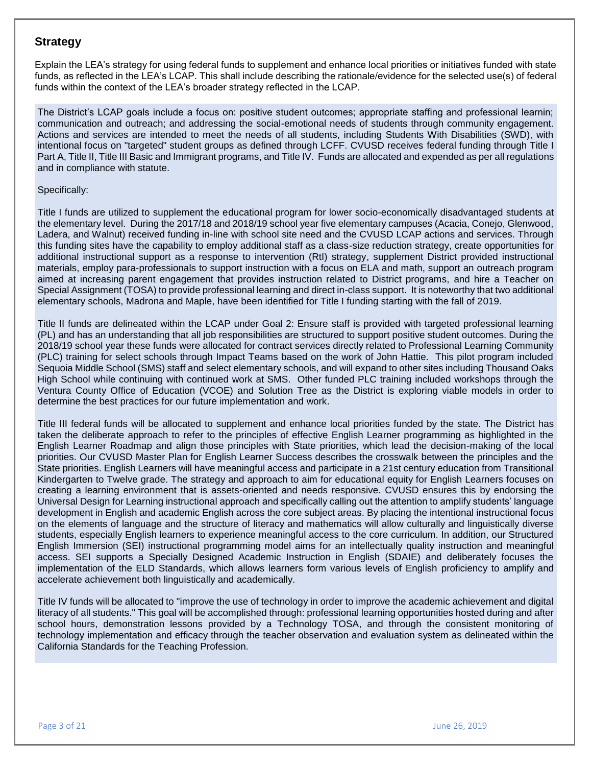## Strategy

Explain the LEA's strategy for using federal funds to supplement and enhance local priorities or initiatives funded with state funds, as reflected in the LEA's LCAP. This shall include describing the rationale/evidence for the selected use(s) of federal funds within the context of the LEA's broader strategy reflected in the LCAP.

The District's LCAP goals include a focus on: positive student outcomes; appropriate staffing and professional learnin; communication and outreach; and addressing the social-emotional needs of students through community engagement. Actions and services are intended to meet the needs of all students, including Students With Disabilities (SWD), with intentional focus on "targeted" student groups as defined through LCFF. CVUSD receives federal funding through Title I Part A, Title II, Title III Basic and Immigrant programs, and Title IV. Funds are allocated and expended as per all regulations and in compliance with statute.

Specifically:

Title I funds are utilized to supplement the educational program for lower socio-economically disadvantaged students at the elementary level. During the 2017/18 and 2018/19 school year five elementary campuses (Acacia, Conejo, Glenwood, Ladera, and Walnut) received funding in-line with school site need and the CVUSD LCAP actions and services. Through this funding sites have the capability to employ additional staff as a class-size reduction strategy, create opportunities for additional instructional support as a response to intervention (RtI) strategy, supplement District provided instructional materials, employ para-professionals to support instruction with a focus on ELA and math, support an outreach program aimed at increasing parent engagement that provides instruction related to District programs, and hire a Teacher on Special Assignment (TOSA) to provide professional learning and direct in-class support. It is noteworthy that two additional elementary schools, Madrona and Maple, have been identified for Title I funding starting with the fall of 2019.

Title II funds are delineated within the LCAP under Goal 2: Ensure staff is provided with targeted professional learning (PL) and has an understanding that all job responsibilities are structured to support positive student outcomes. During the 2018/19 school year these funds were allocated for contract services directly related to Professional Learning Community (PLC) training for select schools through Impact Teams based on the work of John Hattie. This pilot program included Sequoia Middle School (SMS) staff and select elementary schools, and will expand to other sites including Thousand Oaks High School while continuing with continued work at SMS. Other funded PLC training included workshops through the Ventura County Office of Education (VCOE) and Solution Tree as the District is exploring viable models in order to determine the best practices for our future implementation and work.

Title III federal funds will be allocated to supplement and enhance local priorities funded by the state. The District has taken the deliberate approach to refer to the principles of effective English Learner programming as highlighted in the English Learner Roadmap and align those principles with State priorities, which lead the decision-making of the local priorities. Our CVUSD Master Plan for English Learner Success describes the crosswalk between the principles and the State priorities. English Learners will have meaningful access and participate in a 21st century education from Transitional Kindergarten to Twelve grade. The strategy and approach to aim for educational equity for English Learners focuses on creating a learning environment that is assets-oriented and needs responsive. CVUSD ensures this by endorsing the Universal Design for Learning instructional approach and specifically calling out the attention to amplify students' language development in English and academic English across the core subject areas. By placing the intentional instructional focus on the elements of language and the structure of literacy and mathematics will allow culturally and linguistically diverse students, especially English learners to experience meaningful access to the core curriculum. In addition, our Structured English Immersion (SEI) instructional programming model aims for an intellectually quality instruction and meaningful access. SEI supports a Specially Designed Academic Instruction in English (SDAIE) and deliberately focuses the implementation of the ELD Standards, which allows learners form various levels of English proficiency to amplify and accelerate achievement both linguistically and academically.

Title IV funds will be allocated to "improve the use of technology in order to improve the academic achievement and digital literacy of all students." This goal will be accomplished through: professional learning opportunities hosted during and after school hours, demonstration lessons provided by a Technology TOSA, and through the consistent monitoring of technology implementation and efficacy through the teacher observation and evaluation system as delineated within the California Standards for the Teaching Profession.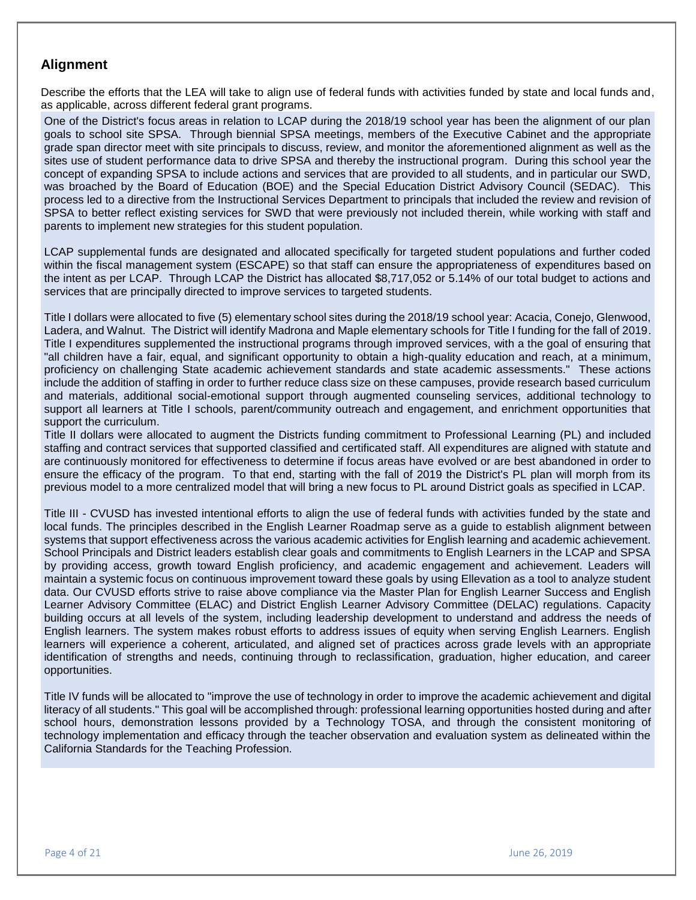## Alignment

Describe the efforts that the LEA will take to align use of federal funds with activities funded by state and local funds and, as applicable, across different federal grant programs.

One of the District's focus areas in relation to LCAP during the 2018/19 school year has been the alignment of our plan goals to school site SPSA. Through biennial SPSA meetings, members of the Executive Cabinet and the appropriate grade span director meet with site principals to discuss, review, and monitor the aforementioned alignment as well as the sites use of student performance data to drive SPSA and thereby the instructional program. During this school year the concept of expanding SPSA to include actions and services that are provided to all students, and in particular our SWD, was broached by the Board of Education (BOE) and the Special Education District Advisory Council (SEDAC). This process led to a directive from the Instructional Services Department to principals that included the review and revision of SPSA to better reflect existing services for SWD that were previously not included therein, while working with staff and parents to implement new strategies for this student population.

LCAP supplemental funds are designated and allocated specifically for targeted student populations and further coded within the fiscal management system (ESCAPE) so that staff can ensure the appropriateness of expenditures based on the intent as per LCAP. Through LCAP the District has allocated $8,717,052 or 5.14% of our total budget to actions and services that are principally directed to improve services to targeted students.

Title I dollars were allocated to five (5) elementary school sites during the 2018/19 school year: Acacia, Conejo, Glenwood, Ladera, and Walnut. The District will identify Madrona and Maple elementary schools for Title I funding for the fall of 2019. Title I expenditures supplemented the instructional programs through improved services, with a the goal of ensuring that "all children have a fair, equal, and significant opportunity to obtain a high-quality education and reach, at a minimum, proficiency on challenging State academic achievement standards and state academic assessments." These actions include the addition of staffing in order to further reduce class size on these campuses, provide research based curriculum and materials, additional social-emotional support through augmented counseling services, additional technology to support all learners at Title I schools, parent/community outreach and engagement, and enrichment opportunities that support the curriculum.

Title II dollars were allocated to augment the Districts funding commitment to Professional Learning (PL) and included staffing and contract services that supported classified and certificated staff. All expenditures are aligned with statute and are continuously monitored for effectiveness to determine if focus areas have evolved or are best abandoned in order to ensure the efficacy of the program. To that end, starting with the fall of 2019 the District's PL plan will morph from its previous model to a more centralized model that will bring a new focus to PL around District goals as specified in LCAP.

Title III - CVUSD has invested intentional efforts to align the use of federal funds with activities funded by the state and local funds. The principles described in the English Learner Roadmap serve as a guide to establish alignment between systems that support effectiveness across the various academic activities for English learning and academic achievement. School Principals and District leaders establish clear goals and commitments to English Learners in the LCAP and SPSA by providing access, growth toward English proficiency, and academic engagement and achievement. Leaders will maintain a systemic focus on continuous improvement toward these goals by using Ellevation as a tool to analyze student data. Our CVUSD efforts strive to raise above compliance via the Master Plan for English Learner Success and English Learner Advisory Committee (ELAC) and District English Learner Advisory Committee (DELAC) regulations. Capacity building occurs at all levels of the system, including leadership development to understand and address the needs of English learners. The system makes robust efforts to address issues of equity when serving English Learners. English learners will experience a coherent, articulated, and aligned set of practices across grade levels with an appropriate identification of strengths and needs, continuing through to reclassification, graduation, higher education, and career opportunities.

Title IV funds will be allocated to "improve the use of technology in order to improve the academic achievement and digital literacy of all students." This goal will be accomplished through: professional learning opportunities hosted during and after school hours, demonstration lessons provided by a Technology TOSA, and through the consistent monitoring of technology implementation and efficacy through the teacher observation and evaluation system as delineated within the California Standards for the Teaching Profession.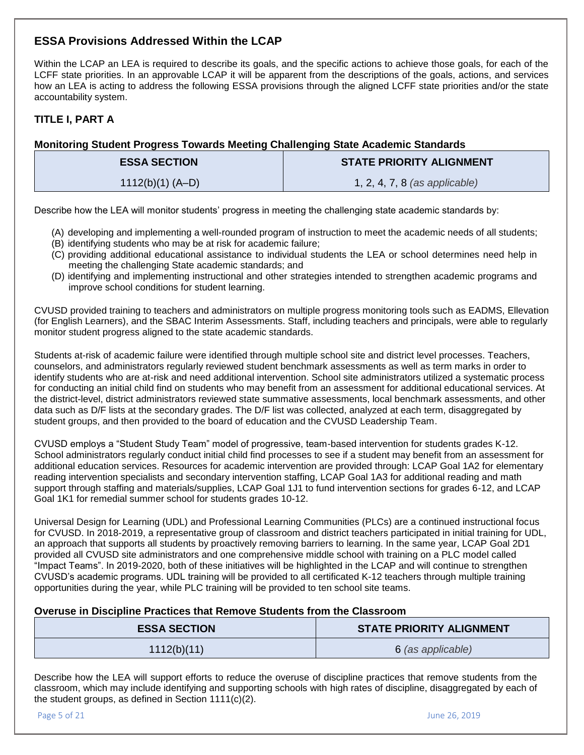## ESSA Provisions Addressed Within the LCAP

Within the LCAP an LEA is required to describe its goals, and the specific actions to achieve those goals, for each of the LCFF state priorities. In an approvable LCAP it will be apparent from the descriptions of the goals, actions, and services how an LEA is acting to address the following ESSA provisions through the aligned LCFF state priorities and/or the state accountability system.

### TITLE I, PART A

#### Monitoring Student Progress Towards Meeting Challenging State Academic Standards

| ESSA SECTION | STATE PRIORITY ALIGNMENT |
|---|---|
| 1112(b)(1) (A–D) | 1, 2, 4, 7, 8 *(as applicable)* |

Describe how the LEA will monitor students' progress in meeting the challenging state academic standards by:

(A) developing and implementing a well-rounded program of instruction to meet the academic needs of all students;
(B) identifying students who may be at risk for academic failure;
(C) providing additional educational assistance to individual students the LEA or school determines need help in meeting the challenging State academic standards; and
(D) identifying and implementing instructional and other strategies intended to strengthen academic programs and improve school conditions for student learning.

CVUSD provided training to teachers and administrators on multiple progress monitoring tools such as EADMS, Ellevation (for English Learners), and the SBAC Interim Assessments. Staff, including teachers and principals, were able to regularly monitor student progress aligned to the state academic standards.

Students at-risk of academic failure were identified through multiple school site and district level processes. Teachers, counselors, and administrators regularly reviewed student benchmark assessments as well as term marks in order to identify students who are at-risk and need additional intervention. School site administrators utilized a systematic process for conducting an initial child find on students who may benefit from an assessment for additional educational services. At the district-level, district administrators reviewed state summative assessments, local benchmark assessments, and other data such as D/F lists at the secondary grades. The D/F list was collected, analyzed at each term, disaggregated by student groups, and then provided to the board of education and the CVUSD Leadership Team.

CVUSD employs a "Student Study Team" model of progressive, team-based intervention for students grades K-12. School administrators regularly conduct initial child find processes to see if a student may benefit from an assessment for additional education services. Resources for academic intervention are provided through: LCAP Goal 1A2 for elementary reading intervention specialists and secondary intervention staffing, LCAP Goal 1A3 for additional reading and math support through staffing and materials/supplies, LCAP Goal 1J1 to fund intervention sections for grades 6-12, and LCAP Goal 1K1 for remedial summer school for students grades 10-12.

Universal Design for Learning (UDL) and Professional Learning Communities (PLCs) are a continued instructional focus for CVUSD. In 2018-2019, a representative group of classroom and district teachers participated in initial training for UDL, an approach that supports all students by proactively removing barriers to learning. In the same year, LCAP Goal 2D1 provided all CVUSD site administrators and one comprehensive middle school with training on a PLC model called "Impact Teams". In 2019-2020, both of these initiatives will be highlighted in the LCAP and will continue to strengthen CVUSD's academic programs. UDL training will be provided to all certificated K-12 teachers through multiple training opportunities during the year, while PLC training will be provided to ten school site teams.

#### Overuse in Discipline Practices that Remove Students from the Classroom

| ESSA SECTION | STATE PRIORITY ALIGNMENT |
|---|---|
| 1112(b)(11) | 6 *(as applicable)* |

Describe how the LEA will support efforts to reduce the overuse of discipline practices that remove students from the classroom, which may include identifying and supporting schools with high rates of discipline, disaggregated by each of the student groups, as defined in Section 1111(c)(2).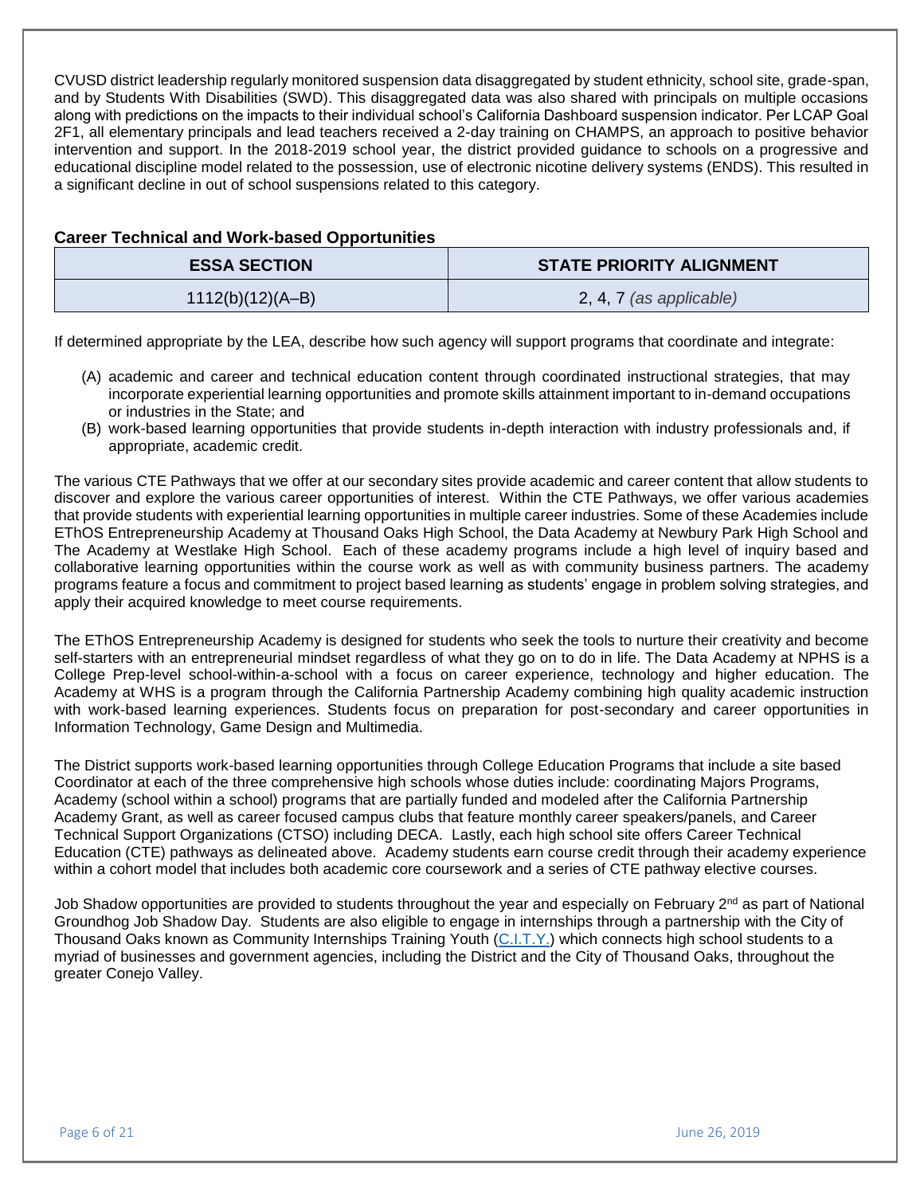CVUSD district leadership regularly monitored suspension data disaggregated by student ethnicity, school site, grade-span, and by Students With Disabilities (SWD). This disaggregated data was also shared with principals on multiple occasions along with predictions on the impacts to their individual school's California Dashboard suspension indicator. Per LCAP Goal 2F1, all elementary principals and lead teachers received a 2-day training on CHAMPS, an approach to positive behavior intervention and support. In the 2018-2019 school year, the district provided guidance to schools on a progressive and educational discipline model related to the possession, use of electronic nicotine delivery systems (ENDS). This resulted in a significant decline in out of school suspensions related to this category.

### Career Technical and Work-based Opportunities

| ESSA SECTION | STATE PRIORITY ALIGNMENT |
|---|---|
| 1112(b)(12)(A–B) | 2, 4, 7 *(as applicable)* |

If determined appropriate by the LEA, describe how such agency will support programs that coordinate and integrate:

(A) academic and career and technical education content through coordinated instructional strategies, that may incorporate experiential learning opportunities and promote skills attainment important to in-demand occupations or industries in the State; and

(B) work-based learning opportunities that provide students in-depth interaction with industry professionals and, if appropriate, academic credit.

The various CTE Pathways that we offer at our secondary sites provide academic and career content that allow students to discover and explore the various career opportunities of interest. Within the CTE Pathways, we offer various academies that provide students with experiential learning opportunities in multiple career industries. Some of these Academies include EThOS Entrepreneurship Academy at Thousand Oaks High School, the Data Academy at Newbury Park High School and The Academy at Westlake High School. Each of these academy programs include a high level of inquiry based and collaborative learning opportunities within the course work as well as with community business partners. The academy programs feature a focus and commitment to project based learning as students' engage in problem solving strategies, and apply their acquired knowledge to meet course requirements.

The EThOS Entrepreneurship Academy is designed for students who seek the tools to nurture their creativity and become self-starters with an entrepreneurial mindset regardless of what they go on to do in life. The Data Academy at NPHS is a College Prep-level school-within-a-school with a focus on career experience, technology and higher education. The Academy at WHS is a program through the California Partnership Academy combining high quality academic instruction with work-based learning experiences. Students focus on preparation for post-secondary and career opportunities in Information Technology, Game Design and Multimedia.

The District supports work-based learning opportunities through College Education Programs that include a site based Coordinator at each of the three comprehensive high schools whose duties include: coordinating Majors Programs, Academy (school within a school) programs that are partially funded and modeled after the California Partnership Academy Grant, as well as career focused campus clubs that feature monthly career speakers/panels, and Career Technical Support Organizations (CTSO) including DECA. Lastly, each high school site offers Career Technical Education (CTE) pathways as delineated above. Academy students earn course credit through their academy experience within a cohort model that includes both academic core coursework and a series of CTE pathway elective courses.

Job Shadow opportunities are provided to students throughout the year and especially on February 2nd as part of National Groundhog Job Shadow Day. Students are also eligible to engage in internships through a partnership with the City of Thousand Oaks known as Community Internships Training Youth (C.I.T.Y.) which connects high school students to a myriad of businesses and government agencies, including the District and the City of Thousand Oaks, throughout the greater Conejo Valley.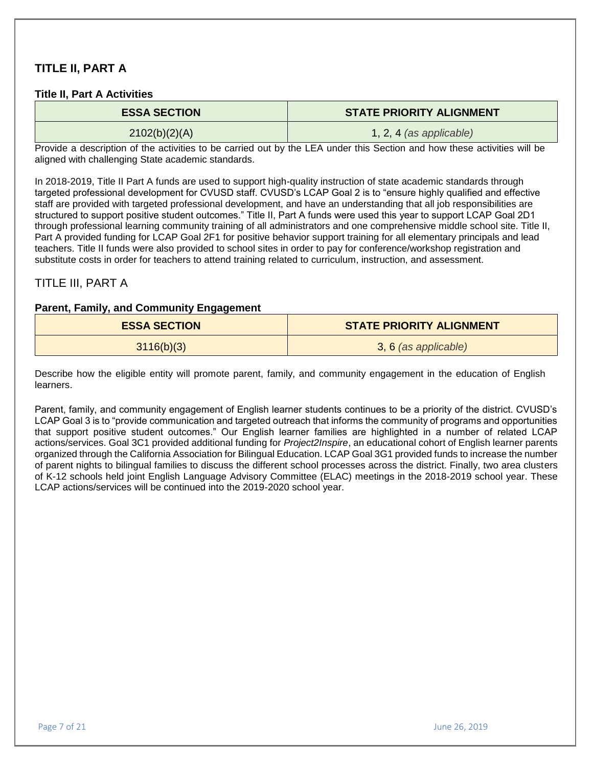## TITLE II, PART A

### Title II, Part A Activities

| ESSA SECTION | STATE PRIORITY ALIGNMENT |
| --- | --- |
| 2102(b)(2)(A) | 1, 2, 4 *(as applicable)* |

Provide a description of the activities to be carried out by the LEA under this Section and how these activities will be aligned with challenging State academic standards.

In 2018-2019, Title II Part A funds are used to support high-quality instruction of state academic standards through targeted professional development for CVUSD staff. CVUSD's LCAP Goal 2 is to "ensure highly qualified and effective staff are provided with targeted professional development, and have an understanding that all job responsibilities are structured to support positive student outcomes." Title II, Part A funds were used this year to support LCAP Goal 2D1 through professional learning community training of all administrators and one comprehensive middle school site. Title II, Part A provided funding for LCAP Goal 2F1 for positive behavior support training for all elementary principals and lead teachers. Title II funds were also provided to school sites in order to pay for conference/workshop registration and substitute costs in order for teachers to attend training related to curriculum, instruction, and assessment.

## TITLE III, PART A

### Parent, Family, and Community Engagement

| ESSA SECTION | STATE PRIORITY ALIGNMENT |
| --- | --- |
| 3116(b)(3) | 3, 6 *(as applicable)* |

Describe how the eligible entity will promote parent, family, and community engagement in the education of English learners.

Parent, family, and community engagement of English learner students continues to be a priority of the district. CVUSD's LCAP Goal 3 is to "provide communication and targeted outreach that informs the community of programs and opportunities that support positive student outcomes." Our English learner families are highlighted in a number of related LCAP actions/services. Goal 3C1 provided additional funding for *Project2Inspire*, an educational cohort of English learner parents organized through the California Association for Bilingual Education. LCAP Goal 3G1 provided funds to increase the number of parent nights to bilingual families to discuss the different school processes across the district. Finally, two area clusters of K-12 schools held joint English Language Advisory Committee (ELAC) meetings in the 2018-2019 school year. These LCAP actions/services will be continued into the 2019-2020 school year.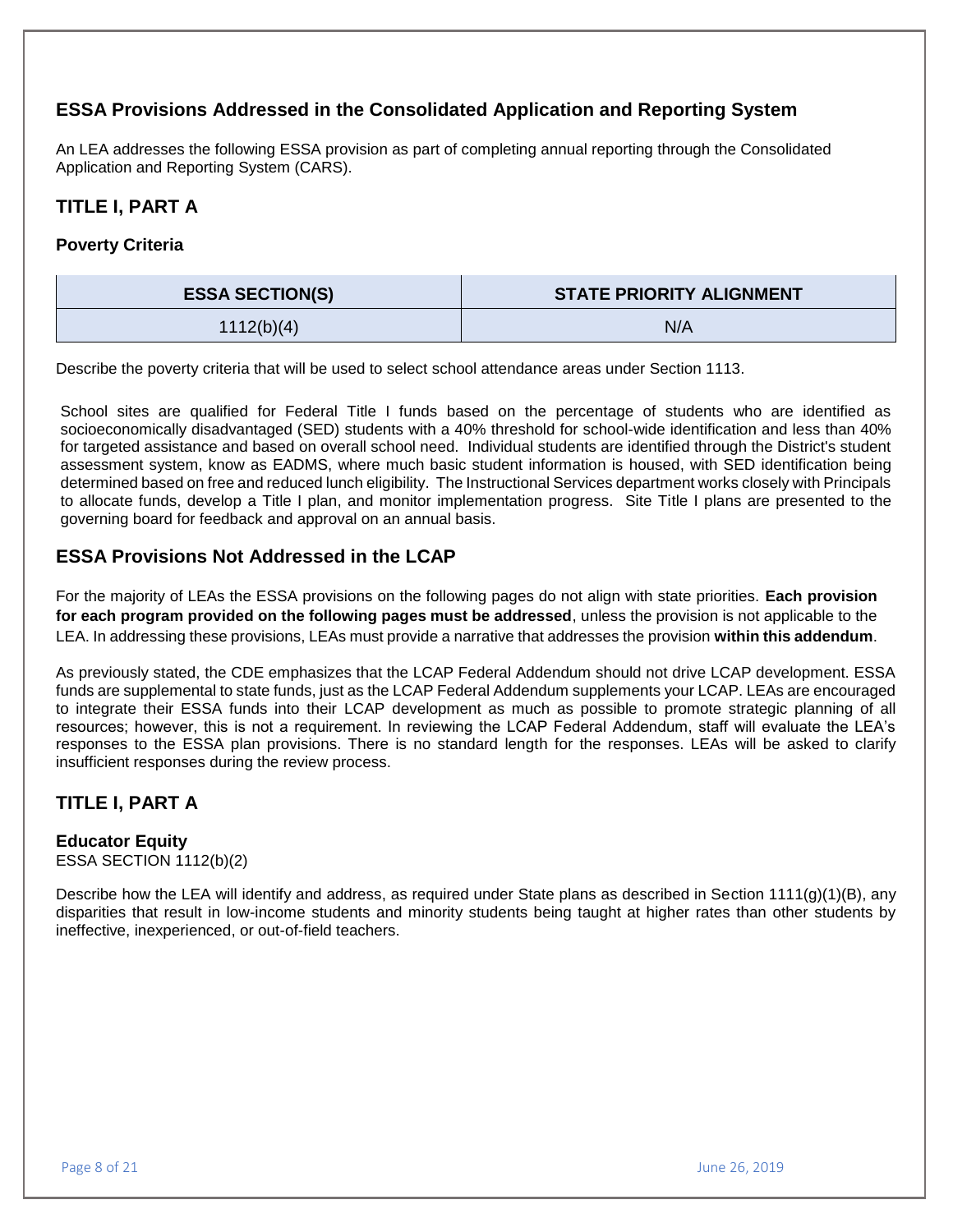## ESSA Provisions Addressed in the Consolidated Application and Reporting System

An LEA addresses the following ESSA provision as part of completing annual reporting through the Consolidated Application and Reporting System (CARS).

## TITLE I, PART A

### Poverty Criteria

| ESSA SECTION(S) | STATE PRIORITY ALIGNMENT |
| --- | --- |
| 1112(b)(4) | N/A |

Describe the poverty criteria that will be used to select school attendance areas under Section 1113.

School sites are qualified for Federal Title I funds based on the percentage of students who are identified as socioeconomically disadvantaged (SED) students with a 40% threshold for school-wide identification and less than 40% for targeted assistance and based on overall school need. Individual students are identified through the District's student assessment system, know as EADMS, where much basic student information is housed, with SED identification being determined based on free and reduced lunch eligibility. The Instructional Services department works closely with Principals to allocate funds, develop a Title I plan, and monitor implementation progress. Site Title I plans are presented to the governing board for feedback and approval on an annual basis.

## ESSA Provisions Not Addressed in the LCAP

For the majority of LEAs the ESSA provisions on the following pages do not align with state priorities. **Each provision for each program provided on the following pages must be addressed**, unless the provision is not applicable to the LEA. In addressing these provisions, LEAs must provide a narrative that addresses the provision **within this addendum**.

As previously stated, the CDE emphasizes that the LCAP Federal Addendum should not drive LCAP development. ESSA funds are supplemental to state funds, just as the LCAP Federal Addendum supplements your LCAP. LEAs are encouraged to integrate their ESSA funds into their LCAP development as much as possible to promote strategic planning of all resources; however, this is not a requirement. In reviewing the LCAP Federal Addendum, staff will evaluate the LEA's responses to the ESSA plan provisions. There is no standard length for the responses. LEAs will be asked to clarify insufficient responses during the review process.

## TITLE I, PART A

### Educator Equity

ESSA SECTION 1112(b)(2)

Describe how the LEA will identify and address, as required under State plans as described in Section 1111(g)(1)(B), any disparities that result in low-income students and minority students being taught at higher rates than other students by ineffective, inexperienced, or out-of-field teachers.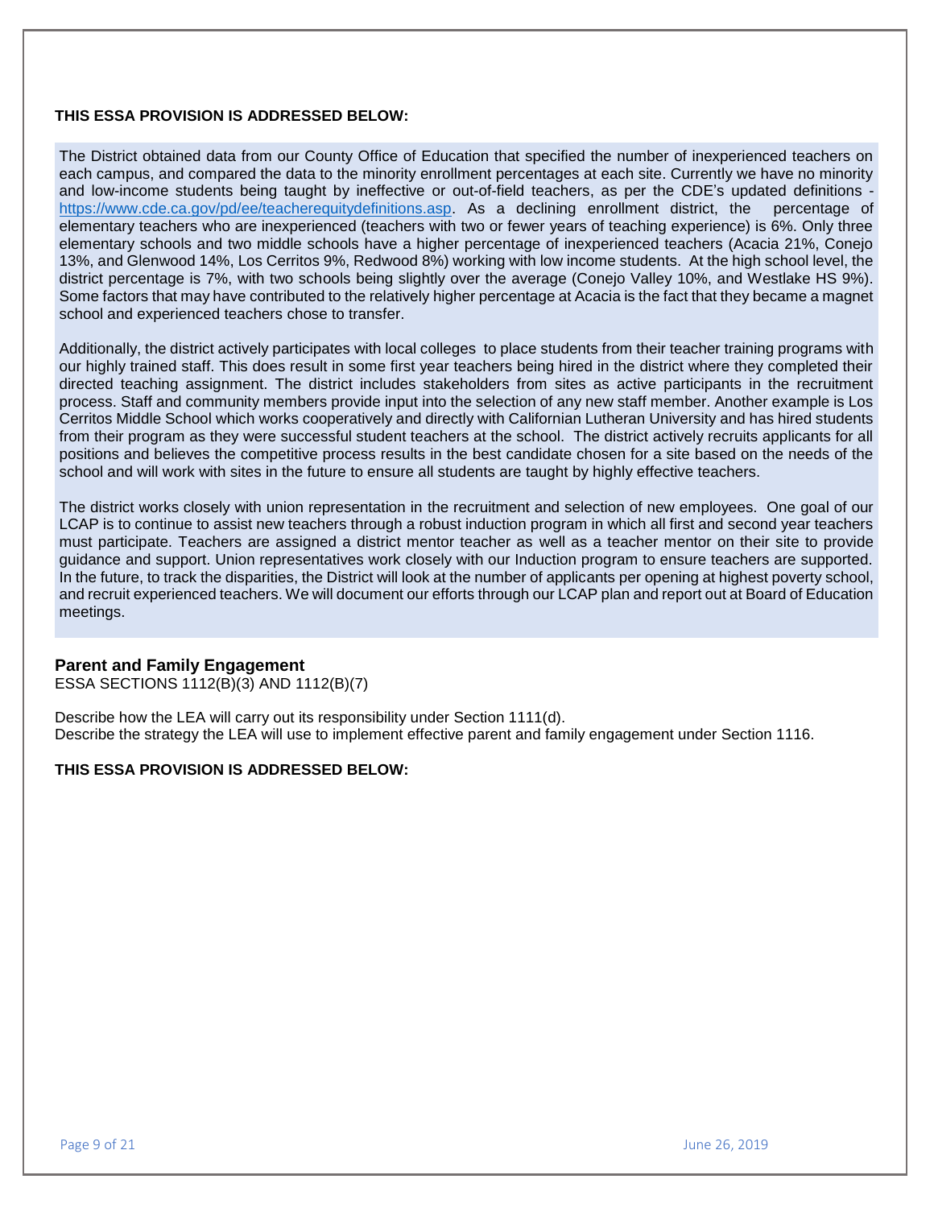**THIS ESSA PROVISION IS ADDRESSED BELOW:**

The District obtained data from our County Office of Education that specified the number of inexperienced teachers on each campus, and compared the data to the minority enrollment percentages at each site. Currently we have no minority and low-income students being taught by ineffective or out-of-field teachers, as per the CDE's updated definitions - https://www.cde.ca.gov/pd/ee/teacherequitydefinitions.asp. As a declining enrollment district, the percentage of elementary teachers who are inexperienced (teachers with two or fewer years of teaching experience) is 6%. Only three elementary schools and two middle schools have a higher percentage of inexperienced teachers (Acacia 21%, Conejo 13%, and Glenwood 14%, Los Cerritos 9%, Redwood 8%) working with low income students. At the high school level, the district percentage is 7%, with two schools being slightly over the average (Conejo Valley 10%, and Westlake HS 9%). Some factors that may have contributed to the relatively higher percentage at Acacia is the fact that they became a magnet school and experienced teachers chose to transfer.

Additionally, the district actively participates with local colleges to place students from their teacher training programs with our highly trained staff. This does result in some first year teachers being hired in the district where they completed their directed teaching assignment. The district includes stakeholders from sites as active participants in the recruitment process. Staff and community members provide input into the selection of any new staff member. Another example is Los Cerritos Middle School which works cooperatively and directly with Californian Lutheran University and has hired students from their program as they were successful student teachers at the school. The district actively recruits applicants for all positions and believes the competitive process results in the best candidate chosen for a site based on the needs of the school and will work with sites in the future to ensure all students are taught by highly effective teachers.

The district works closely with union representation in the recruitment and selection of new employees. One goal of our LCAP is to continue to assist new teachers through a robust induction program in which all first and second year teachers must participate. Teachers are assigned a district mentor teacher as well as a teacher mentor on their site to provide guidance and support. Union representatives work closely with our Induction program to ensure teachers are supported. In the future, to track the disparities, the District will look at the number of applicants per opening at highest poverty school, and recruit experienced teachers. We will document our efforts through our LCAP plan and report out at Board of Education meetings.

## Parent and Family Engagement

ESSA SECTIONS 1112(B)(3) AND 1112(B)(7)

Describe how the LEA will carry out its responsibility under Section 1111(d).
Describe the strategy the LEA will use to implement effective parent and family engagement under Section 1116.

**THIS ESSA PROVISION IS ADDRESSED BELOW:**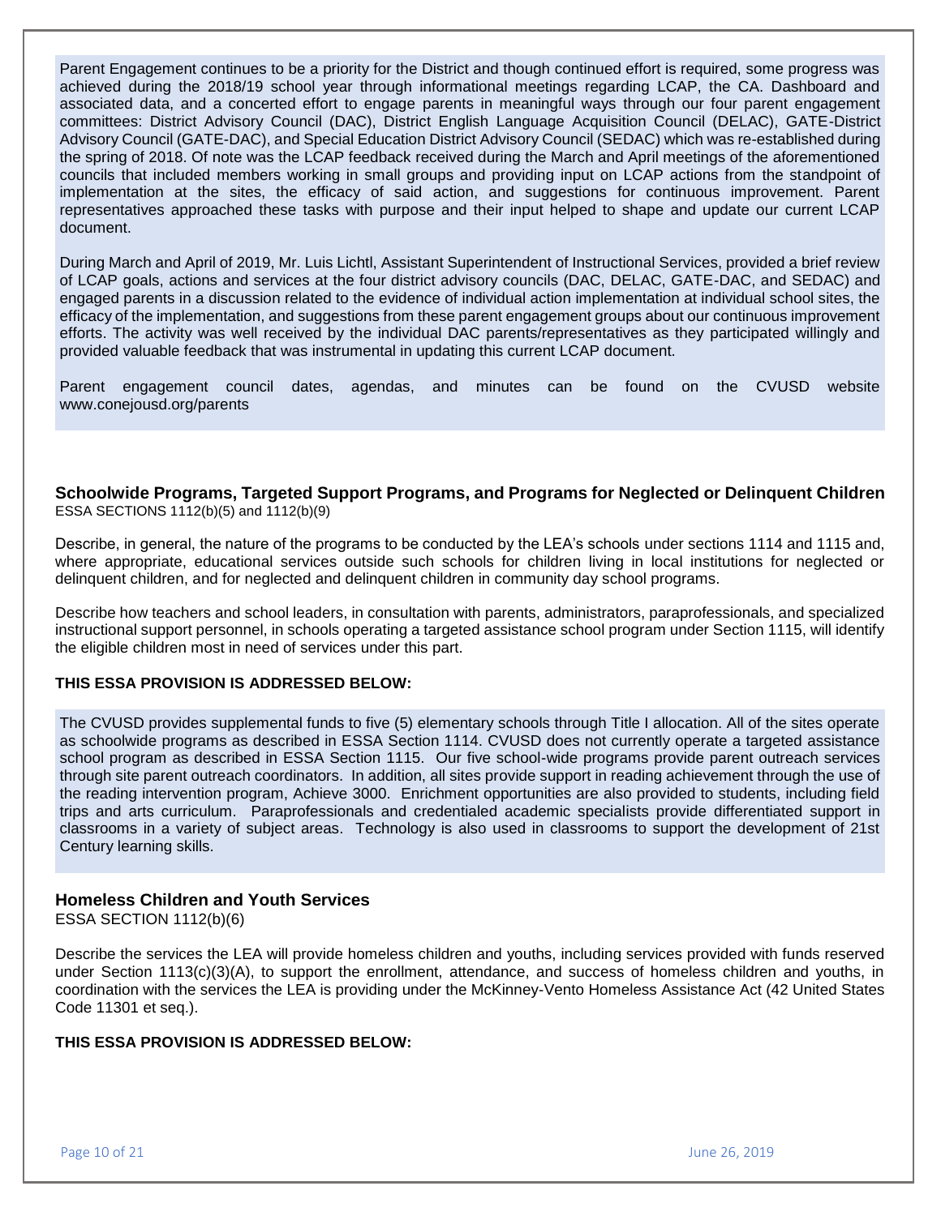Parent Engagement continues to be a priority for the District and though continued effort is required, some progress was achieved during the 2018/19 school year through informational meetings regarding LCAP, the CA. Dashboard and associated data, and a concerted effort to engage parents in meaningful ways through our four parent engagement committees: District Advisory Council (DAC), District English Language Acquisition Council (DELAC), GATE-District Advisory Council (GATE-DAC), and Special Education District Advisory Council (SEDAC) which was re-established during the spring of 2018. Of note was the LCAP feedback received during the March and April meetings of the aforementioned councils that included members working in small groups and providing input on LCAP actions from the standpoint of implementation at the sites, the efficacy of said action, and suggestions for continuous improvement. Parent representatives approached these tasks with purpose and their input helped to shape and update our current LCAP document.

During March and April of 2019, Mr. Luis Lichtl, Assistant Superintendent of Instructional Services, provided a brief review of LCAP goals, actions and services at the four district advisory councils (DAC, DELAC, GATE-DAC, and SEDAC) and engaged parents in a discussion related to the evidence of individual action implementation at individual school sites, the efficacy of the implementation, and suggestions from these parent engagement groups about our continuous improvement efforts. The activity was well received by the individual DAC parents/representatives as they participated willingly and provided valuable feedback that was instrumental in updating this current LCAP document.

Parent engagement council dates, agendas, and minutes can be found on the CVUSD website www.conejousd.org/parents

### Schoolwide Programs, Targeted Support Programs, and Programs for Neglected or Delinquent Children

ESSA SECTIONS 1112(b)(5) and 1112(b)(9)

Describe, in general, the nature of the programs to be conducted by the LEA's schools under sections 1114 and 1115 and, where appropriate, educational services outside such schools for children living in local institutions for neglected or delinquent children, and for neglected and delinquent children in community day school programs.

Describe how teachers and school leaders, in consultation with parents, administrators, paraprofessionals, and specialized instructional support personnel, in schools operating a targeted assistance school program under Section 1115, will identify the eligible children most in need of services under this part.

**THIS ESSA PROVISION IS ADDRESSED BELOW:**

The CVUSD provides supplemental funds to five (5) elementary schools through Title I allocation. All of the sites operate as schoolwide programs as described in ESSA Section 1114. CVUSD does not currently operate a targeted assistance school program as described in ESSA Section 1115. Our five school-wide programs provide parent outreach services through site parent outreach coordinators. In addition, all sites provide support in reading achievement through the use of the reading intervention program, Achieve 3000. Enrichment opportunities are also provided to students, including field trips and arts curriculum. Paraprofessionals and credentialed academic specialists provide differentiated support in classrooms in a variety of subject areas. Technology is also used in classrooms to support the development of 21st Century learning skills.

### Homeless Children and Youth Services

ESSA SECTION 1112(b)(6)

Describe the services the LEA will provide homeless children and youths, including services provided with funds reserved under Section 1113(c)(3)(A), to support the enrollment, attendance, and success of homeless children and youths, in coordination with the services the LEA is providing under the McKinney-Vento Homeless Assistance Act (42 United States Code 11301 et seq.).

**THIS ESSA PROVISION IS ADDRESSED BELOW:**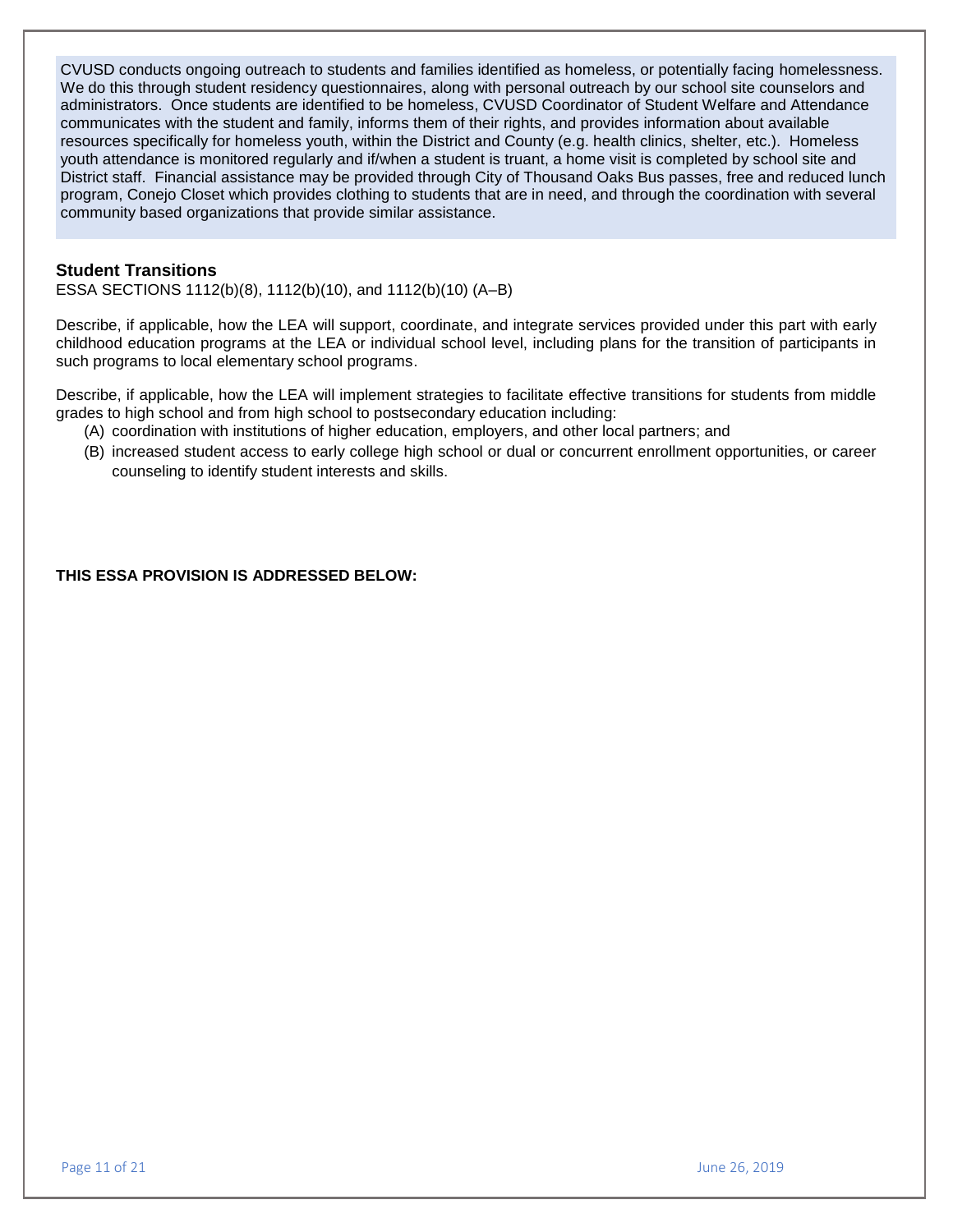CVUSD conducts ongoing outreach to students and families identified as homeless, or potentially facing homelessness. We do this through student residency questionnaires, along with personal outreach by our school site counselors and administrators. Once students are identified to be homeless, CVUSD Coordinator of Student Welfare and Attendance communicates with the student and family, informs them of their rights, and provides information about available resources specifically for homeless youth, within the District and County (e.g. health clinics, shelter, etc.). Homeless youth attendance is monitored regularly and if/when a student is truant, a home visit is completed by school site and District staff. Financial assistance may be provided through City of Thousand Oaks Bus passes, free and reduced lunch program, Conejo Closet which provides clothing to students that are in need, and through the coordination with several community based organizations that provide similar assistance.

### Student Transitions

ESSA SECTIONS 1112(b)(8), 1112(b)(10), and 1112(b)(10) (A–B)

Describe, if applicable, how the LEA will support, coordinate, and integrate services provided under this part with early childhood education programs at the LEA or individual school level, including plans for the transition of participants in such programs to local elementary school programs.

Describe, if applicable, how the LEA will implement strategies to facilitate effective transitions for students from middle grades to high school and from high school to postsecondary education including:

(A) coordination with institutions of higher education, employers, and other local partners; and

(B) increased student access to early college high school or dual or concurrent enrollment opportunities, or career counseling to identify student interests and skills.

**THIS ESSA PROVISION IS ADDRESSED BELOW:**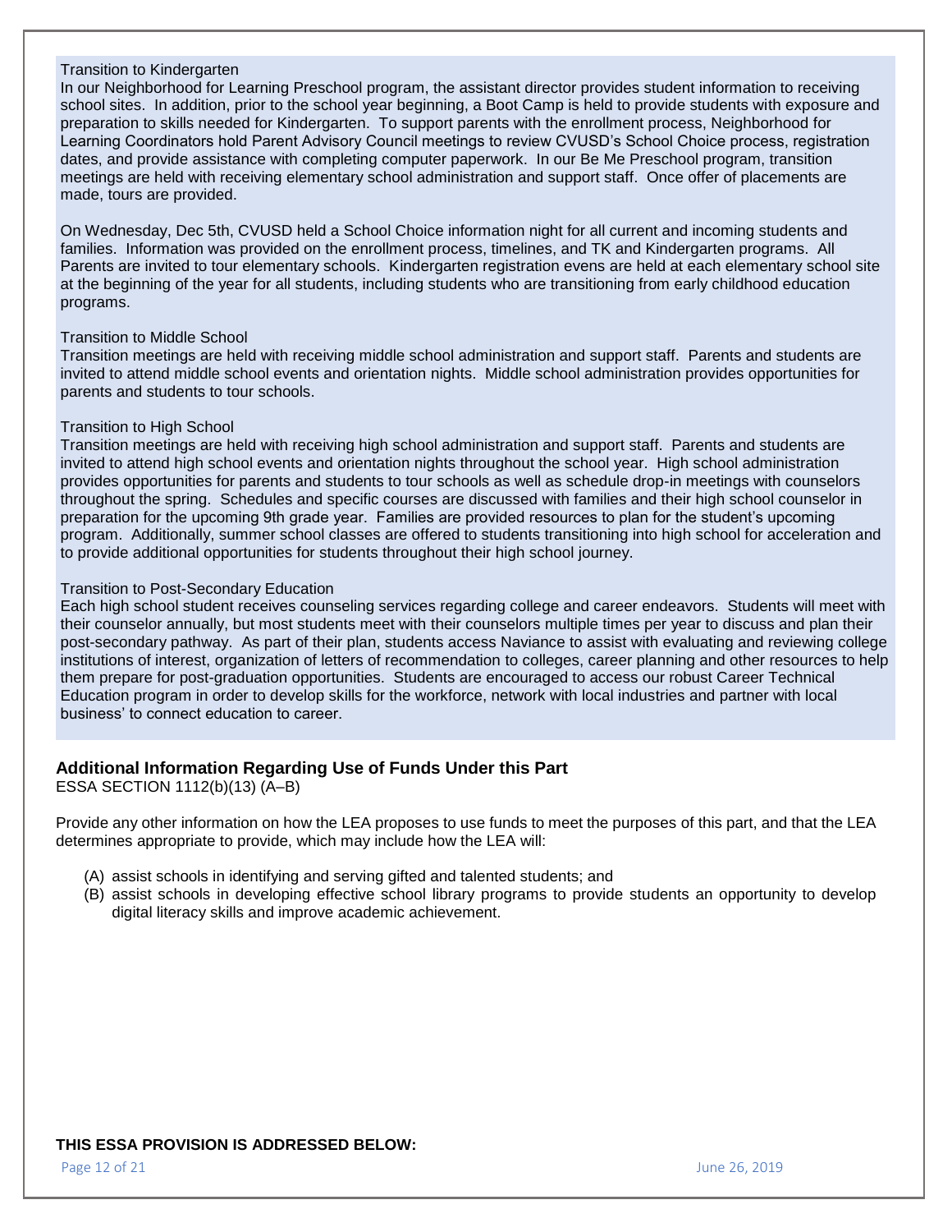Transition to Kindergarten

In our Neighborhood for Learning Preschool program, the assistant director provides student information to receiving school sites. In addition, prior to the school year beginning, a Boot Camp is held to provide students with exposure and preparation to skills needed for Kindergarten. To support parents with the enrollment process, Neighborhood for Learning Coordinators hold Parent Advisory Council meetings to review CVUSD's School Choice process, registration dates, and provide assistance with completing computer paperwork. In our Be Me Preschool program, transition meetings are held with receiving elementary school administration and support staff. Once offer of placements are made, tours are provided.

On Wednesday, Dec 5th, CVUSD held a School Choice information night for all current and incoming students and families. Information was provided on the enrollment process, timelines, and TK and Kindergarten programs. All Parents are invited to tour elementary schools. Kindergarten registration evens are held at each elementary school site at the beginning of the year for all students, including students who are transitioning from early childhood education programs.

Transition to Middle School

Transition meetings are held with receiving middle school administration and support staff. Parents and students are invited to attend middle school events and orientation nights. Middle school administration provides opportunities for parents and students to tour schools.

Transition to High School

Transition meetings are held with receiving high school administration and support staff. Parents and students are invited to attend high school events and orientation nights throughout the school year. High school administration provides opportunities for parents and students to tour schools as well as schedule drop-in meetings with counselors throughout the spring. Schedules and specific courses are discussed with families and their high school counselor in preparation for the upcoming 9th grade year. Families are provided resources to plan for the student's upcoming program. Additionally, summer school classes are offered to students transitioning into high school for acceleration and to provide additional opportunities for students throughout their high school journey.

Transition to Post-Secondary Education

Each high school student receives counseling services regarding college and career endeavors. Students will meet with their counselor annually, but most students meet with their counselors multiple times per year to discuss and plan their post-secondary pathway. As part of their plan, students access Naviance to assist with evaluating and reviewing college institutions of interest, organization of letters of recommendation to colleges, career planning and other resources to help them prepare for post-graduation opportunities. Students are encouraged to access our robust Career Technical Education program in order to develop skills for the workforce, network with local industries and partner with local business' to connect education to career.

## Additional Information Regarding Use of Funds Under this Part

ESSA SECTION 1112(b)(13) (A–B)

Provide any other information on how the LEA proposes to use funds to meet the purposes of this part, and that the LEA determines appropriate to provide, which may include how the LEA will:

(A) assist schools in identifying and serving gifted and talented students; and
(B) assist schools in developing effective school library programs to provide students an opportunity to develop digital literacy skills and improve academic achievement.

**THIS ESSA PROVISION IS ADDRESSED BELOW:**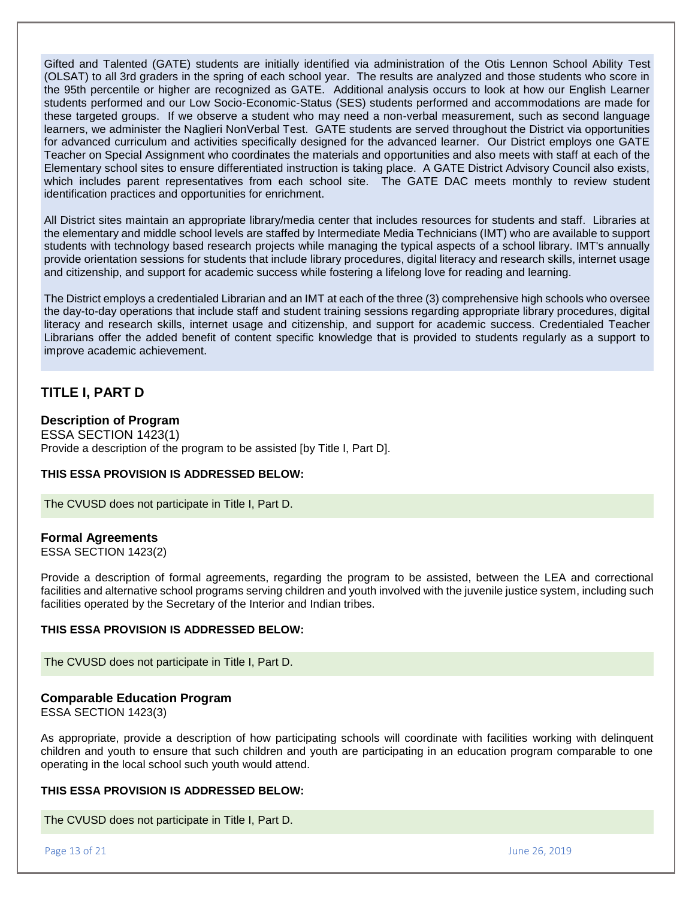Gifted and Talented (GATE) students are initially identified via administration of the Otis Lennon School Ability Test (OLSAT) to all 3rd graders in the spring of each school year. The results are analyzed and those students who score in the 95th percentile or higher are recognized as GATE. Additional analysis occurs to look at how our English Learner students performed and our Low Socio-Economic-Status (SES) students performed and accommodations are made for these targeted groups. If we observe a student who may need a non-verbal measurement, such as second language learners, we administer the Naglieri NonVerbal Test. GATE students are served throughout the District via opportunities for advanced curriculum and activities specifically designed for the advanced learner. Our District employs one GATE Teacher on Special Assignment who coordinates the materials and opportunities and also meets with staff at each of the Elementary school sites to ensure differentiated instruction is taking place. A GATE District Advisory Council also exists, which includes parent representatives from each school site. The GATE DAC meets monthly to review student identification practices and opportunities for enrichment.

All District sites maintain an appropriate library/media center that includes resources for students and staff. Libraries at the elementary and middle school levels are staffed by Intermediate Media Technicians (IMT) who are available to support students with technology based research projects while managing the typical aspects of a school library. IMT's annually provide orientation sessions for students that include library procedures, digital literacy and research skills, internet usage and citizenship, and support for academic success while fostering a lifelong love for reading and learning.

The District employs a credentialed Librarian and an IMT at each of the three (3) comprehensive high schools who oversee the day-to-day operations that include staff and student training sessions regarding appropriate library procedures, digital literacy and research skills, internet usage and citizenship, and support for academic success. Credentialed Teacher Librarians offer the added benefit of content specific knowledge that is provided to students regularly as a support to improve academic achievement.

## TITLE I, PART D

### Description of Program

ESSA SECTION 1423(1)

Provide a description of the program to be assisted [by Title I, Part D].

**THIS ESSA PROVISION IS ADDRESSED BELOW:**

The CVUSD does not participate in Title I, Part D.

### Formal Agreements

ESSA SECTION 1423(2)

Provide a description of formal agreements, regarding the program to be assisted, between the LEA and correctional facilities and alternative school programs serving children and youth involved with the juvenile justice system, including such facilities operated by the Secretary of the Interior and Indian tribes.

**THIS ESSA PROVISION IS ADDRESSED BELOW:**

The CVUSD does not participate in Title I, Part D.

### Comparable Education Program

ESSA SECTION 1423(3)

As appropriate, provide a description of how participating schools will coordinate with facilities working with delinquent children and youth to ensure that such children and youth are participating in an education program comparable to one operating in the local school such youth would attend.

**THIS ESSA PROVISION IS ADDRESSED BELOW:**

The CVUSD does not participate in Title I, Part D.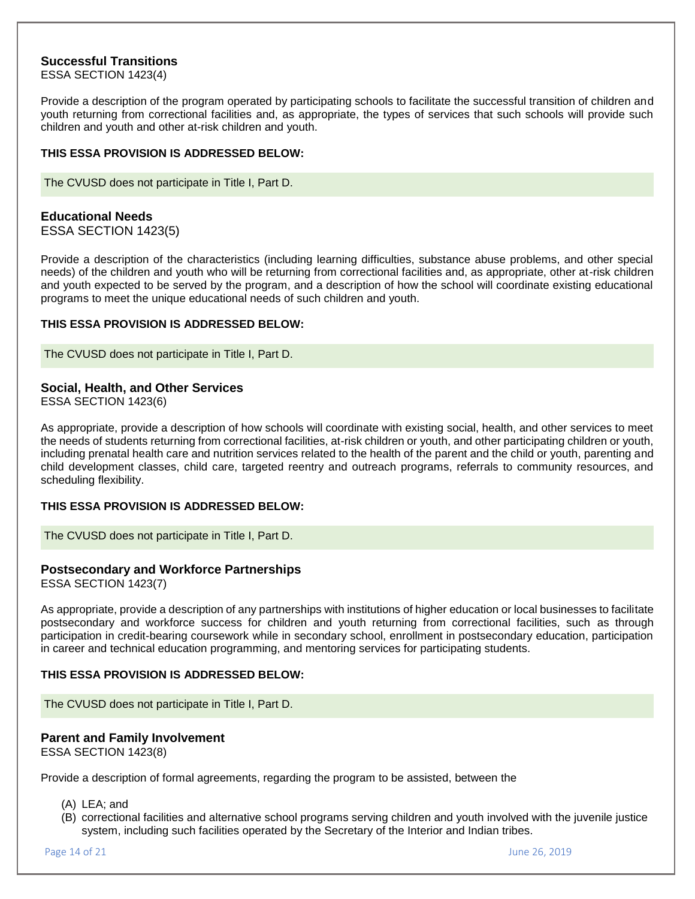### Successful Transitions

ESSA SECTION 1423(4)

Provide a description of the program operated by participating schools to facilitate the successful transition of children and youth returning from correctional facilities and, as appropriate, the types of services that such schools will provide such children and youth and other at-risk children and youth.

**THIS ESSA PROVISION IS ADDRESSED BELOW:**

The CVUSD does not participate in Title I, Part D.

### Educational Needs

ESSA SECTION 1423(5)

Provide a description of the characteristics (including learning difficulties, substance abuse problems, and other special needs) of the children and youth who will be returning from correctional facilities and, as appropriate, other at-risk children and youth expected to be served by the program, and a description of how the school will coordinate existing educational programs to meet the unique educational needs of such children and youth.

**THIS ESSA PROVISION IS ADDRESSED BELOW:**

The CVUSD does not participate in Title I, Part D.

### Social, Health, and Other Services

ESSA SECTION 1423(6)

As appropriate, provide a description of how schools will coordinate with existing social, health, and other services to meet the needs of students returning from correctional facilities, at-risk children or youth, and other participating children or youth, including prenatal health care and nutrition services related to the health of the parent and the child or youth, parenting and child development classes, child care, targeted reentry and outreach programs, referrals to community resources, and scheduling flexibility.

**THIS ESSA PROVISION IS ADDRESSED BELOW:**

The CVUSD does not participate in Title I, Part D.

### Postsecondary and Workforce Partnerships

ESSA SECTION 1423(7)

As appropriate, provide a description of any partnerships with institutions of higher education or local businesses to facilitate postsecondary and workforce success for children and youth returning from correctional facilities, such as through participation in credit-bearing coursework while in secondary school, enrollment in postsecondary education, participation in career and technical education programming, and mentoring services for participating students.

**THIS ESSA PROVISION IS ADDRESSED BELOW:**

The CVUSD does not participate in Title I, Part D.

### Parent and Family Involvement

ESSA SECTION 1423(8)

Provide a description of formal agreements, regarding the program to be assisted, between the

(A) LEA; and
(B) correctional facilities and alternative school programs serving children and youth involved with the juvenile justice system, including such facilities operated by the Secretary of the Interior and Indian tribes.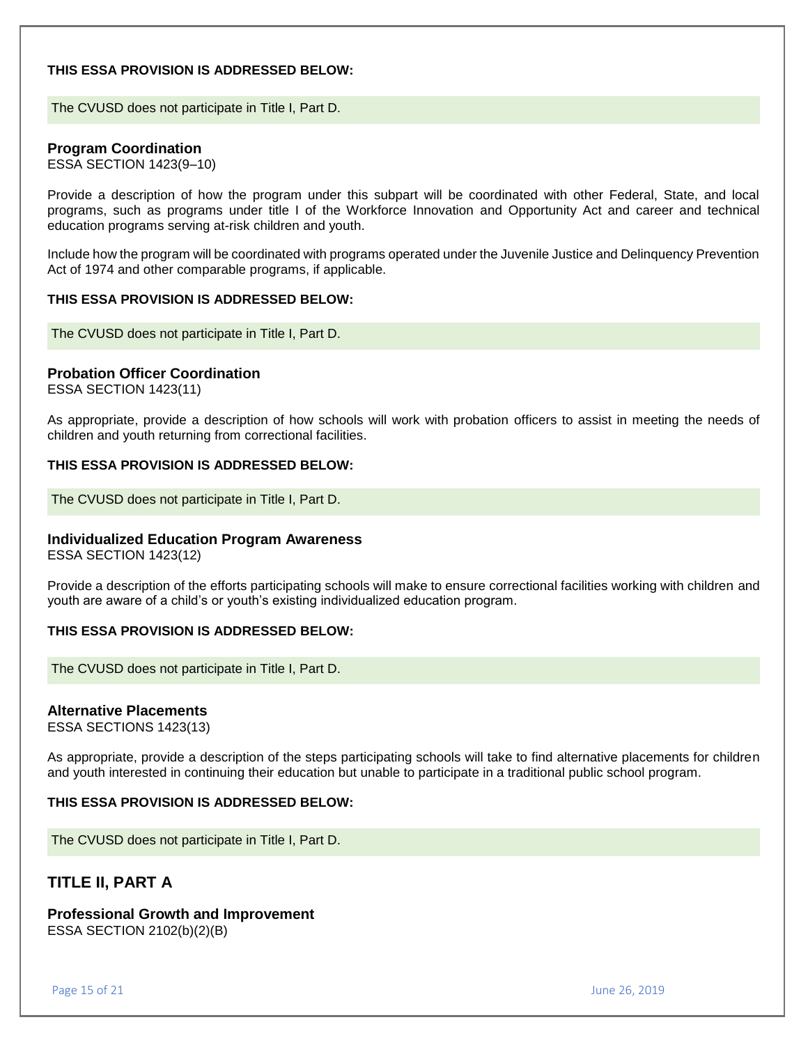**THIS ESSA PROVISION IS ADDRESSED BELOW:**

The CVUSD does not participate in Title I, Part D.

### Program Coordination

ESSA SECTION 1423(9–10)

Provide a description of how the program under this subpart will be coordinated with other Federal, State, and local programs, such as programs under title I of the Workforce Innovation and Opportunity Act and career and technical education programs serving at-risk children and youth.

Include how the program will be coordinated with programs operated under the Juvenile Justice and Delinquency Prevention Act of 1974 and other comparable programs, if applicable.

**THIS ESSA PROVISION IS ADDRESSED BELOW:**

The CVUSD does not participate in Title I, Part D.

### Probation Officer Coordination

ESSA SECTION 1423(11)

As appropriate, provide a description of how schools will work with probation officers to assist in meeting the needs of children and youth returning from correctional facilities.

**THIS ESSA PROVISION IS ADDRESSED BELOW:**

The CVUSD does not participate in Title I, Part D.

### Individualized Education Program Awareness

ESSA SECTION 1423(12)

Provide a description of the efforts participating schools will make to ensure correctional facilities working with children and youth are aware of a child's or youth's existing individualized education program.

**THIS ESSA PROVISION IS ADDRESSED BELOW:**

The CVUSD does not participate in Title I, Part D.

### Alternative Placements

ESSA SECTIONS 1423(13)

As appropriate, provide a description of the steps participating schools will take to find alternative placements for children and youth interested in continuing their education but unable to participate in a traditional public school program.

**THIS ESSA PROVISION IS ADDRESSED BELOW:**

The CVUSD does not participate in Title I, Part D.

## TITLE II, PART A

### Professional Growth and Improvement

ESSA SECTION 2102(b)(2)(B)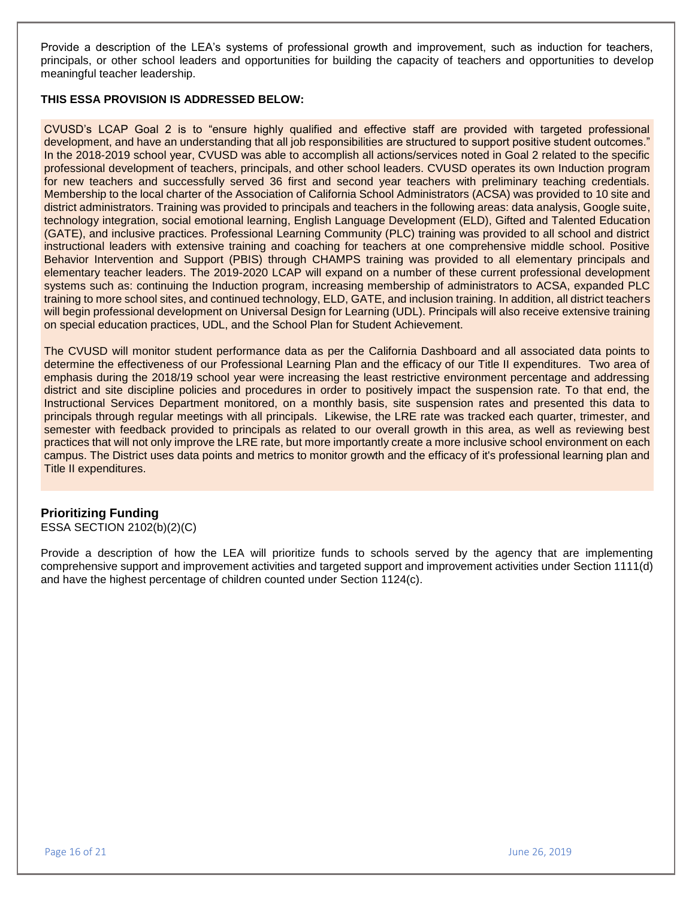Provide a description of the LEA's systems of professional growth and improvement, such as induction for teachers, principals, or other school leaders and opportunities for building the capacity of teachers and opportunities to develop meaningful teacher leadership.

**THIS ESSA PROVISION IS ADDRESSED BELOW:**

CVUSD's LCAP Goal 2 is to "ensure highly qualified and effective staff are provided with targeted professional development, and have an understanding that all job responsibilities are structured to support positive student outcomes." In the 2018-2019 school year, CVUSD was able to accomplish all actions/services noted in Goal 2 related to the specific professional development of teachers, principals, and other school leaders. CVUSD operates its own Induction program for new teachers and successfully served 36 first and second year teachers with preliminary teaching credentials. Membership to the local charter of the Association of California School Administrators (ACSA) was provided to 10 site and district administrators. Training was provided to principals and teachers in the following areas: data analysis, Google suite, technology integration, social emotional learning, English Language Development (ELD), Gifted and Talented Education (GATE), and inclusive practices. Professional Learning Community (PLC) training was provided to all school and district instructional leaders with extensive training and coaching for teachers at one comprehensive middle school. Positive Behavior Intervention and Support (PBIS) through CHAMPS training was provided to all elementary principals and elementary teacher leaders. The 2019-2020 LCAP will expand on a number of these current professional development systems such as: continuing the Induction program, increasing membership of administrators to ACSA, expanded PLC training to more school sites, and continued technology, ELD, GATE, and inclusion training. In addition, all district teachers will begin professional development on Universal Design for Learning (UDL). Principals will also receive extensive training on special education practices, UDL, and the School Plan for Student Achievement.

The CVUSD will monitor student performance data as per the California Dashboard and all associated data points to determine the effectiveness of our Professional Learning Plan and the efficacy of our Title II expenditures. Two area of emphasis during the 2018/19 school year were increasing the least restrictive environment percentage and addressing district and site discipline policies and procedures in order to positively impact the suspension rate. To that end, the Instructional Services Department monitored, on a monthly basis, site suspension rates and presented this data to principals through regular meetings with all principals. Likewise, the LRE rate was tracked each quarter, trimester, and semester with feedback provided to principals as related to our overall growth in this area, as well as reviewing best practices that will not only improve the LRE rate, but more importantly create a more inclusive school environment on each campus. The District uses data points and metrics to monitor growth and the efficacy of it's professional learning plan and Title II expenditures.

### Prioritizing Funding

ESSA SECTION 2102(b)(2)(C)

Provide a description of how the LEA will prioritize funds to schools served by the agency that are implementing comprehensive support and improvement activities and targeted support and improvement activities under Section 1111(d) and have the highest percentage of children counted under Section 1124(c).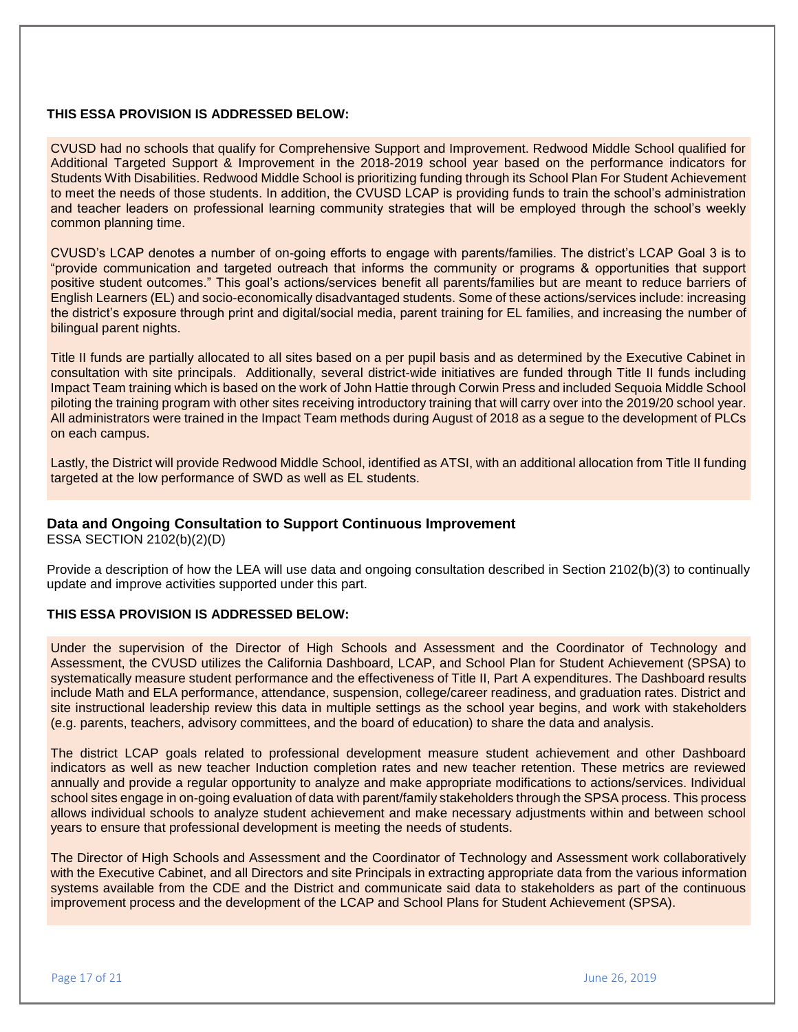**THIS ESSA PROVISION IS ADDRESSED BELOW:**

CVUSD had no schools that qualify for Comprehensive Support and Improvement. Redwood Middle School qualified for Additional Targeted Support & Improvement in the 2018-2019 school year based on the performance indicators for Students With Disabilities. Redwood Middle School is prioritizing funding through its School Plan For Student Achievement to meet the needs of those students. In addition, the CVUSD LCAP is providing funds to train the school's administration and teacher leaders on professional learning community strategies that will be employed through the school's weekly common planning time.

CVUSD's LCAP denotes a number of on-going efforts to engage with parents/families. The district's LCAP Goal 3 is to "provide communication and targeted outreach that informs the community or programs & opportunities that support positive student outcomes." This goal's actions/services benefit all parents/families but are meant to reduce barriers of English Learners (EL) and socio-economically disadvantaged students. Some of these actions/services include: increasing the district's exposure through print and digital/social media, parent training for EL families, and increasing the number of bilingual parent nights.

Title II funds are partially allocated to all sites based on a per pupil basis and as determined by the Executive Cabinet in consultation with site principals. Additionally, several district-wide initiatives are funded through Title II funds including Impact Team training which is based on the work of John Hattie through Corwin Press and included Sequoia Middle School piloting the training program with other sites receiving introductory training that will carry over into the 2019/20 school year. All administrators were trained in the Impact Team methods during August of 2018 as a segue to the development of PLCs on each campus.

Lastly, the District will provide Redwood Middle School, identified as ATSI, with an additional allocation from Title II funding targeted at the low performance of SWD as well as EL students.

### Data and Ongoing Consultation to Support Continuous Improvement

ESSA SECTION 2102(b)(2)(D)

Provide a description of how the LEA will use data and ongoing consultation described in Section 2102(b)(3) to continually update and improve activities supported under this part.

**THIS ESSA PROVISION IS ADDRESSED BELOW:**

Under the supervision of the Director of High Schools and Assessment and the Coordinator of Technology and Assessment, the CVUSD utilizes the California Dashboard, LCAP, and School Plan for Student Achievement (SPSA) to systematically measure student performance and the effectiveness of Title II, Part A expenditures. The Dashboard results include Math and ELA performance, attendance, suspension, college/career readiness, and graduation rates. District and site instructional leadership review this data in multiple settings as the school year begins, and work with stakeholders (e.g. parents, teachers, advisory committees, and the board of education) to share the data and analysis.

The district LCAP goals related to professional development measure student achievement and other Dashboard indicators as well as new teacher Induction completion rates and new teacher retention. These metrics are reviewed annually and provide a regular opportunity to analyze and make appropriate modifications to actions/services. Individual school sites engage in on-going evaluation of data with parent/family stakeholders through the SPSA process. This process allows individual schools to analyze student achievement and make necessary adjustments within and between school years to ensure that professional development is meeting the needs of students.

The Director of High Schools and Assessment and the Coordinator of Technology and Assessment work collaboratively with the Executive Cabinet, and all Directors and site Principals in extracting appropriate data from the various information systems available from the CDE and the District and communicate said data to stakeholders as part of the continuous improvement process and the development of the LCAP and School Plans for Student Achievement (SPSA).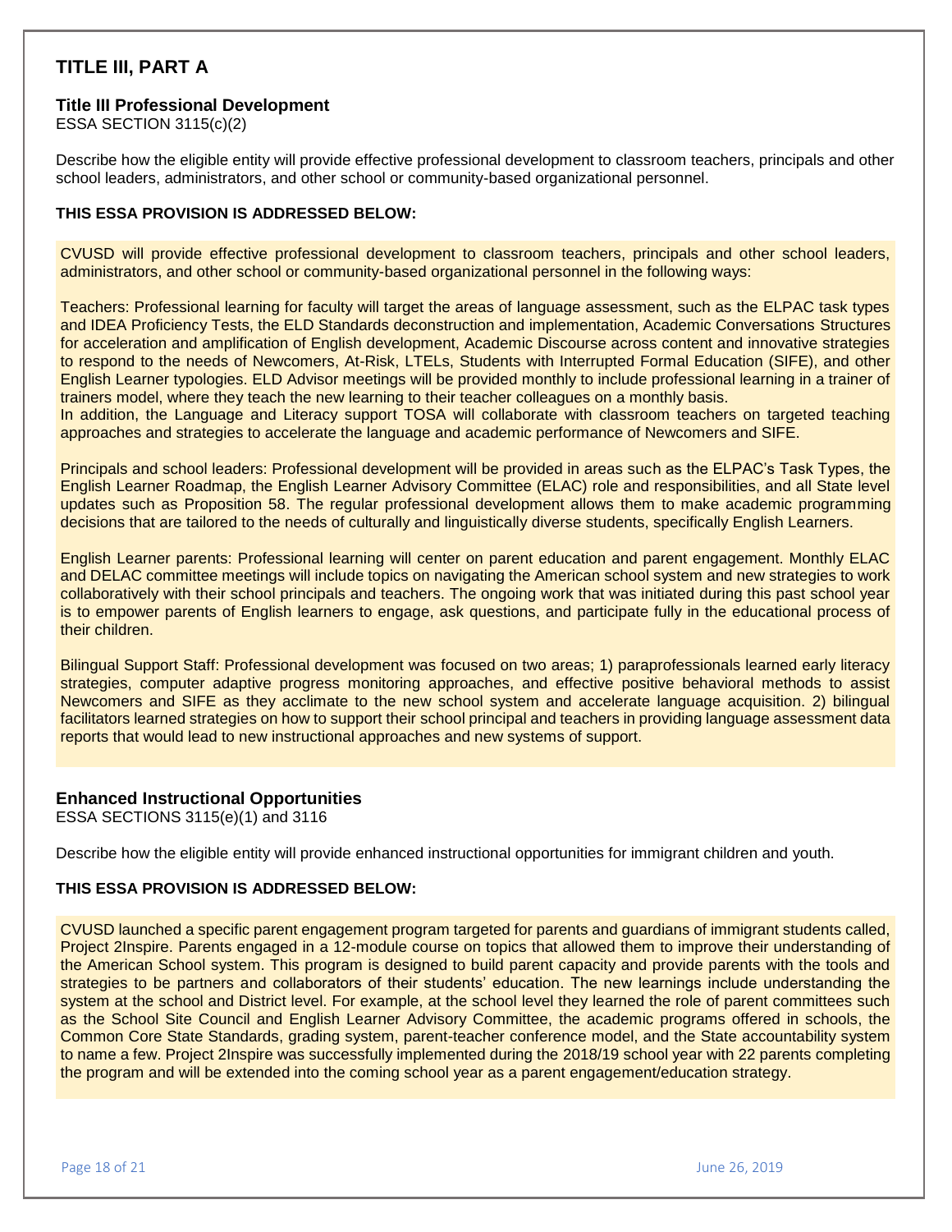# TITLE III, PART A

## Title III Professional Development

ESSA SECTION 3115(c)(2)

Describe how the eligible entity will provide effective professional development to classroom teachers, principals and other school leaders, administrators, and other school or community-based organizational personnel.

**THIS ESSA PROVISION IS ADDRESSED BELOW:**

CVUSD will provide effective professional development to classroom teachers, principals and other school leaders, administrators, and other school or community-based organizational personnel in the following ways:

Teachers: Professional learning for faculty will target the areas of language assessment, such as the ELPAC task types and IDEA Proficiency Tests, the ELD Standards deconstruction and implementation, Academic Conversations Structures for acceleration and amplification of English development, Academic Discourse across content and innovative strategies to respond to the needs of Newcomers, At-Risk, LTELs, Students with Interrupted Formal Education (SIFE), and other English Learner typologies. ELD Advisor meetings will be provided monthly to include professional learning in a trainer of trainers model, where they teach the new learning to their teacher colleagues on a monthly basis.
In addition, the Language and Literacy support TOSA will collaborate with classroom teachers on targeted teaching approaches and strategies to accelerate the language and academic performance of Newcomers and SIFE.

Principals and school leaders: Professional development will be provided in areas such as the ELPAC's Task Types, the English Learner Roadmap, the English Learner Advisory Committee (ELAC) role and responsibilities, and all State level updates such as Proposition 58. The regular professional development allows them to make academic programming decisions that are tailored to the needs of culturally and linguistically diverse students, specifically English Learners.

English Learner parents: Professional learning will center on parent education and parent engagement. Monthly ELAC and DELAC committee meetings will include topics on navigating the American school system and new strategies to work collaboratively with their school principals and teachers. The ongoing work that was initiated during this past school year is to empower parents of English learners to engage, ask questions, and participate fully in the educational process of their children.

Bilingual Support Staff: Professional development was focused on two areas; 1) paraprofessionals learned early literacy strategies, computer adaptive progress monitoring approaches, and effective positive behavioral methods to assist Newcomers and SIFE as they acclimate to the new school system and accelerate language acquisition. 2) bilingual facilitators learned strategies on how to support their school principal and teachers in providing language assessment data reports that would lead to new instructional approaches and new systems of support.

## Enhanced Instructional Opportunities

ESSA SECTIONS 3115(e)(1) and 3116

Describe how the eligible entity will provide enhanced instructional opportunities for immigrant children and youth.

**THIS ESSA PROVISION IS ADDRESSED BELOW:**

CVUSD launched a specific parent engagement program targeted for parents and guardians of immigrant students called, Project 2Inspire. Parents engaged in a 12-module course on topics that allowed them to improve their understanding of the American School system. This program is designed to build parent capacity and provide parents with the tools and strategies to be partners and collaborators of their students' education. The new learnings include understanding the system at the school and District level. For example, at the school level they learned the role of parent committees such as the School Site Council and English Learner Advisory Committee, the academic programs offered in schools, the Common Core State Standards, grading system, parent-teacher conference model, and the State accountability system to name a few. Project 2Inspire was successfully implemented during the 2018/19 school year with 22 parents completing the program and will be extended into the coming school year as a parent engagement/education strategy.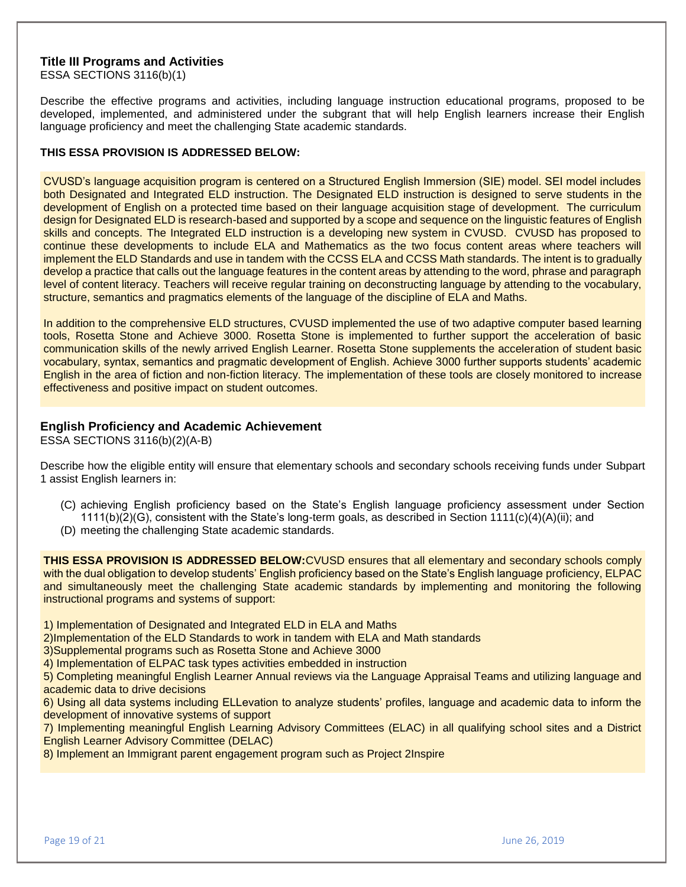### Title III Programs and Activities

ESSA SECTIONS 3116(b)(1)

Describe the effective programs and activities, including language instruction educational programs, proposed to be developed, implemented, and administered under the subgrant that will help English learners increase their English language proficiency and meet the challenging State academic standards.

**THIS ESSA PROVISION IS ADDRESSED BELOW:**

CVUSD's language acquisition program is centered on a Structured English Immersion (SIE) model. SEI model includes both Designated and Integrated ELD instruction. The Designated ELD instruction is designed to serve students in the development of English on a protected time based on their language acquisition stage of development. The curriculum design for Designated ELD is research-based and supported by a scope and sequence on the linguistic features of English skills and concepts. The Integrated ELD instruction is a developing new system in CVUSD. CVUSD has proposed to continue these developments to include ELA and Mathematics as the two focus content areas where teachers will implement the ELD Standards and use in tandem with the CCSS ELA and CCSS Math standards. The intent is to gradually develop a practice that calls out the language features in the content areas by attending to the word, phrase and paragraph level of content literacy. Teachers will receive regular training on deconstructing language by attending to the vocabulary, structure, semantics and pragmatics elements of the language of the discipline of ELA and Maths.

In addition to the comprehensive ELD structures, CVUSD implemented the use of two adaptive computer based learning tools, Rosetta Stone and Achieve 3000. Rosetta Stone is implemented to further support the acceleration of basic communication skills of the newly arrived English Learner. Rosetta Stone supplements the acceleration of student basic vocabulary, syntax, semantics and pragmatic development of English. Achieve 3000 further supports students' academic English in the area of fiction and non-fiction literacy. The implementation of these tools are closely monitored to increase effectiveness and positive impact on student outcomes.

### English Proficiency and Academic Achievement

ESSA SECTIONS 3116(b)(2)(A-B)

Describe how the eligible entity will ensure that elementary schools and secondary schools receiving funds under Subpart 1 assist English learners in:

(C) achieving English proficiency based on the State's English language proficiency assessment under Section 1111(b)(2)(G), consistent with the State's long-term goals, as described in Section 1111(c)(4)(A)(ii); and
(D) meeting the challenging State academic standards.

**THIS ESSA PROVISION IS ADDRESSED BELOW:**CVUSD ensures that all elementary and secondary schools comply with the dual obligation to develop students' English proficiency based on the State's English language proficiency, ELPAC and simultaneously meet the challenging State academic standards by implementing and monitoring the following instructional programs and systems of support:

1) Implementation of Designated and Integrated ELD in ELA and Maths
2)Implementation of the ELD Standards to work in tandem with ELA and Math standards
3)Supplemental programs such as Rosetta Stone and Achieve 3000
4) Implementation of ELPAC task types activities embedded in instruction
5) Completing meaningful English Learner Annual reviews via the Language Appraisal Teams and utilizing language and academic data to drive decisions
6) Using all data systems including ELLevation to analyze students' profiles, language and academic data to inform the development of innovative systems of support
7) Implementing meaningful English Learning Advisory Committees (ELAC) in all qualifying school sites and a District English Learner Advisory Committee (DELAC)
8) Implement an Immigrant parent engagement program such as Project 2Inspire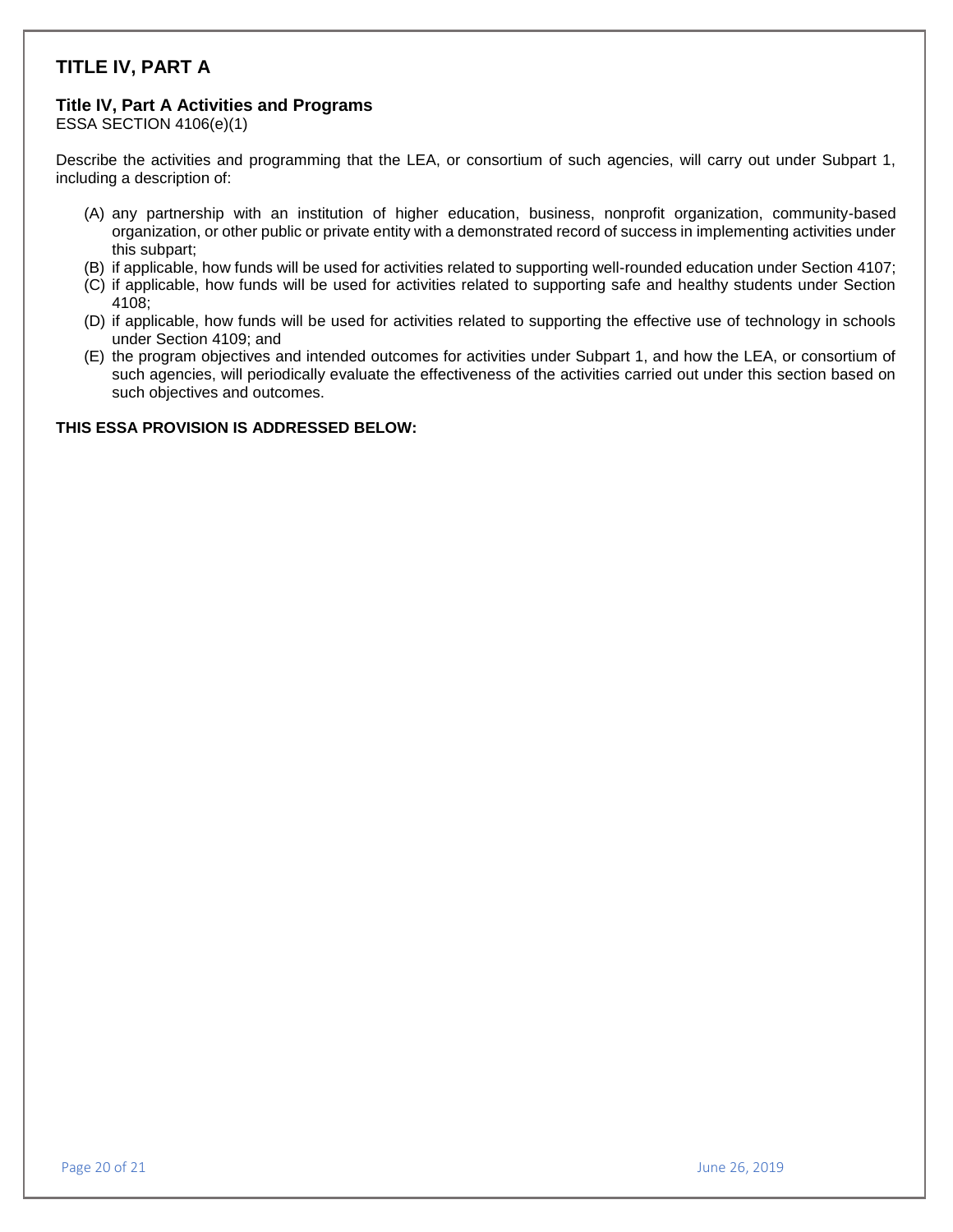## TITLE IV, PART A

### Title IV, Part A Activities and Programs

ESSA SECTION 4106(e)(1)

Describe the activities and programming that the LEA, or consortium of such agencies, will carry out under Subpart 1, including a description of:

(A) any partnership with an institution of higher education, business, nonprofit organization, community-based organization, or other public or private entity with a demonstrated record of success in implementing activities under this subpart;

(B) if applicable, how funds will be used for activities related to supporting well-rounded education under Section 4107;

(C) if applicable, how funds will be used for activities related to supporting safe and healthy students under Section 4108;

(D) if applicable, how funds will be used for activities related to supporting the effective use of technology in schools under Section 4109; and

(E) the program objectives and intended outcomes for activities under Subpart 1, and how the LEA, or consortium of such agencies, will periodically evaluate the effectiveness of the activities carried out under this section based on such objectives and outcomes.

**THIS ESSA PROVISION IS ADDRESSED BELOW:**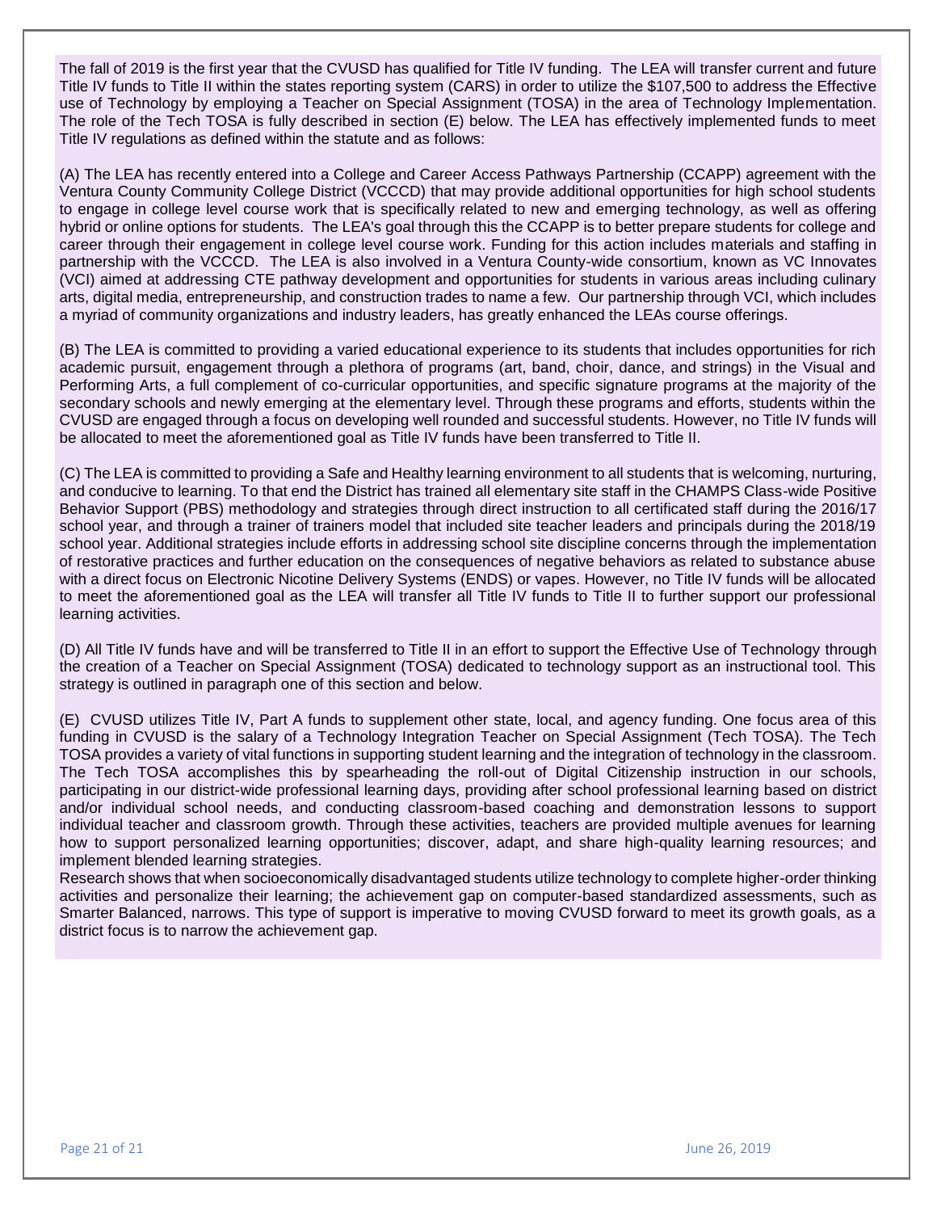The fall of 2019 is the first year that the CVUSD has qualified for Title IV funding. The LEA will transfer current and future Title IV funds to Title II within the states reporting system (CARS) in order to utilize the $107,500 to address the Effective use of Technology by employing a Teacher on Special Assignment (TOSA) in the area of Technology Implementation. The role of the Tech TOSA is fully described in section (E) below. The LEA has effectively implemented funds to meet Title IV regulations as defined within the statute and as follows:

(A) The LEA has recently entered into a College and Career Access Pathways Partnership (CCAPP) agreement with the Ventura County Community College District (VCCCD) that may provide additional opportunities for high school students to engage in college level course work that is specifically related to new and emerging technology, as well as offering hybrid or online options for students. The LEA's goal through this the CCAPP is to better prepare students for college and career through their engagement in college level course work. Funding for this action includes materials and staffing in partnership with the VCCCD. The LEA is also involved in a Ventura County-wide consortium, known as VC Innovates (VCI) aimed at addressing CTE pathway development and opportunities for students in various areas including culinary arts, digital media, entrepreneurship, and construction trades to name a few. Our partnership through VCI, which includes a myriad of community organizations and industry leaders, has greatly enhanced the LEAs course offerings.

(B) The LEA is committed to providing a varied educational experience to its students that includes opportunities for rich academic pursuit, engagement through a plethora of programs (art, band, choir, dance, and strings) in the Visual and Performing Arts, a full complement of co-curricular opportunities, and specific signature programs at the majority of the secondary schools and newly emerging at the elementary level. Through these programs and efforts, students within the CVUSD are engaged through a focus on developing well rounded and successful students. However, no Title IV funds will be allocated to meet the aforementioned goal as Title IV funds have been transferred to Title II.

(C) The LEA is committed to providing a Safe and Healthy learning environment to all students that is welcoming, nurturing, and conducive to learning. To that end the District has trained all elementary site staff in the CHAMPS Class-wide Positive Behavior Support (PBS) methodology and strategies through direct instruction to all certificated staff during the 2016/17 school year, and through a trainer of trainers model that included site teacher leaders and principals during the 2018/19 school year. Additional strategies include efforts in addressing school site discipline concerns through the implementation of restorative practices and further education on the consequences of negative behaviors as related to substance abuse with a direct focus on Electronic Nicotine Delivery Systems (ENDS) or vapes. However, no Title IV funds will be allocated to meet the aforementioned goal as the LEA will transfer all Title IV funds to Title II to further support our professional learning activities.

(D) All Title IV funds have and will be transferred to Title II in an effort to support the Effective Use of Technology through the creation of a Teacher on Special Assignment (TOSA) dedicated to technology support as an instructional tool. This strategy is outlined in paragraph one of this section and below.

(E) CVUSD utilizes Title IV, Part A funds to supplement other state, local, and agency funding. One focus area of this funding in CVUSD is the salary of a Technology Integration Teacher on Special Assignment (Tech TOSA). The Tech TOSA provides a variety of vital functions in supporting student learning and the integration of technology in the classroom. The Tech TOSA accomplishes this by spearheading the roll-out of Digital Citizenship instruction in our schools, participating in our district-wide professional learning days, providing after school professional learning based on district and/or individual school needs, and conducting classroom-based coaching and demonstration lessons to support individual teacher and classroom growth. Through these activities, teachers are provided multiple avenues for learning how to support personalized learning opportunities; discover, adapt, and share high-quality learning resources; and implement blended learning strategies.

Research shows that when socioeconomically disadvantaged students utilize technology to complete higher-order thinking activities and personalize their learning; the achievement gap on computer-based standardized assessments, such as Smarter Balanced, narrows. This type of support is imperative to moving CVUSD forward to meet its growth goals, as a district focus is to narrow the achievement gap.